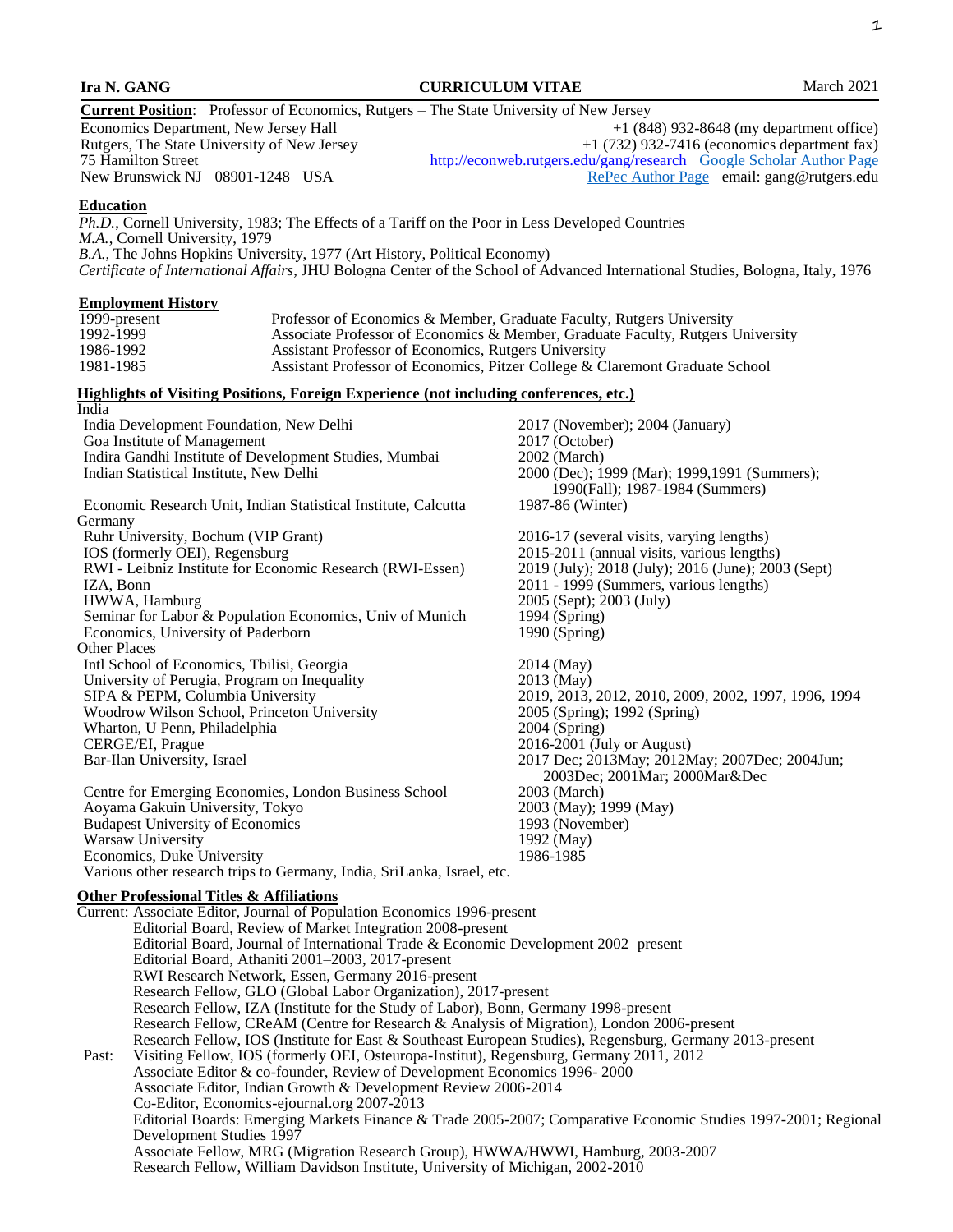**Ira N. GANG** — **CURRICULUM VITAE** — March 2021

**Current Position**: Professor of Economics, Rutgers – The State University of New Jersey

Economics Department, New Jersey Hall
Rutgers, The State University of New Jersey
75 Hamilton Street
New Brunswick NJ 08901-1248 USA

+1 (848) 932-8648 (my department office)
+1 (732) 932-7416 (economics department fax)
http://econweb.rutgers.edu/gang/research Google Scholar Author Page
RePec Author Page email: gang@rutgers.edu

## Education

*Ph.D.*, Cornell University, 1983; The Effects of a Tariff on the Poor in Less Developed Countries
*M.A.*, Cornell University, 1979
*B.A.*, The Johns Hopkins University, 1977 (Art History, Political Economy)
*Certificate of International Affairs*, JHU Bologna Center of the School of Advanced International Studies, Bologna, Italy, 1976

## Employment History

| | |
|---|---|
| 1999-present | Professor of Economics & Member, Graduate Faculty, Rutgers University |
| 1992-1999 | Associate Professor of Economics & Member, Graduate Faculty, Rutgers University |
| 1986-1992 | Assistant Professor of Economics, Rutgers University |
| 1981-1985 | Assistant Professor of Economics, Pitzer College & Claremont Graduate School |

## Highlights of Visiting Positions, Foreign Experience (not including conferences, etc.)

| | |
|---|---|
| **India** | |
| India Development Foundation, New Delhi | 2017 (November); 2004 (January) |
| Goa Institute of Management | 2017 (October) |
| Indira Gandhi Institute of Development Studies, Mumbai | 2002 (March) |
| Indian Statistical Institute, New Delhi | 2000 (Dec); 1999 (Mar); 1999,1991 (Summers); 1990(Fall); 1987-1984 (Summers) |
| Economic Research Unit, Indian Statistical Institute, Calcutta | 1987-86 (Winter) |
| **Germany** | |
| Ruhr University, Bochum (VIP Grant) | 2016-17 (several visits, varying lengths) |
| IOS (formerly OEI), Regensburg | 2015-2011 (annual visits, various lengths) |
| RWI - Leibniz Institute for Economic Research (RWI-Essen) | 2019 (July); 2018 (July); 2016 (June); 2003 (Sept) |
| IZA, Bonn | 2011 - 1999 (Summers, various lengths) |
| HWWA, Hamburg | 2005 (Sept); 2003 (July) |
| Seminar for Labor & Population Economics, Univ of Munich | 1994 (Spring) |
| Economics, University of Paderborn | 1990 (Spring) |
| **Other Places** | |
| Intl School of Economics, Tbilisi, Georgia | 2014 (May) |
| University of Perugia, Program on Inequality | 2013 (May) |
| SIPA & PEPM, Columbia University | 2019, 2013, 2012, 2010, 2009, 2002, 1997, 1996, 1994 |
| Woodrow Wilson School, Princeton University | 2005 (Spring); 1992 (Spring) |
| Wharton, U Penn, Philadelphia | 2004 (Spring) |
| CERGE/EI, Prague | 2016-2001 (July or August) |
| Bar-Ilan University, Israel | 2017 Dec; 2013May; 2012May; 2007Dec; 2004Jun; 2003Dec; 2001Mar; 2000Mar&Dec |
| Centre for Emerging Economies, London Business School | 2003 (March) |
| Aoyama Gakuin University, Tokyo | 2003 (May); 1999 (May) |
| Budapest University of Economics | 1993 (November) |
| Warsaw University | 1992 (May) |
| Economics, Duke University | 1986-1985 |

Various other research trips to Germany, India, SriLanka, Israel, etc.

## Other Professional Titles & Affiliations

Current:
- Associate Editor, Journal of Population Economics 1996-present
- Editorial Board, Review of Market Integration 2008-present
- Editorial Board, Journal of International Trade & Economic Development 2002–present
- Editorial Board, Athaniti 2001–2003, 2017-present
- RWI Research Network, Essen, Germany 2016-present
- Research Fellow, GLO (Global Labor Organization), 2017-present
- Research Fellow, IZA (Institute for the Study of Labor), Bonn, Germany 1998-present
- Research Fellow, CReAM (Centre for Research & Analysis of Migration), London 2006-present
- Research Fellow, IOS (Institute for East & Southeast European Studies), Regensburg, Germany 2013-present

Past:
- Visiting Fellow, IOS (formerly OEI, Osteuropa-Institut), Regensburg, Germany 2011, 2012
- Associate Editor & co-founder, Review of Development Economics 1996- 2000
- Associate Editor, Indian Growth & Development Review 2006-2014
- Co-Editor, Economics-ejournal.org 2007-2013
- Editorial Boards: Emerging Markets Finance & Trade 2005-2007; Comparative Economic Studies 1997-2001; Regional Development Studies 1997
- Associate Fellow, MRG (Migration Research Group), HWWA/HWWI, Hamburg, 2003-2007
- Research Fellow, William Davidson Institute, University of Michigan, 2002-2010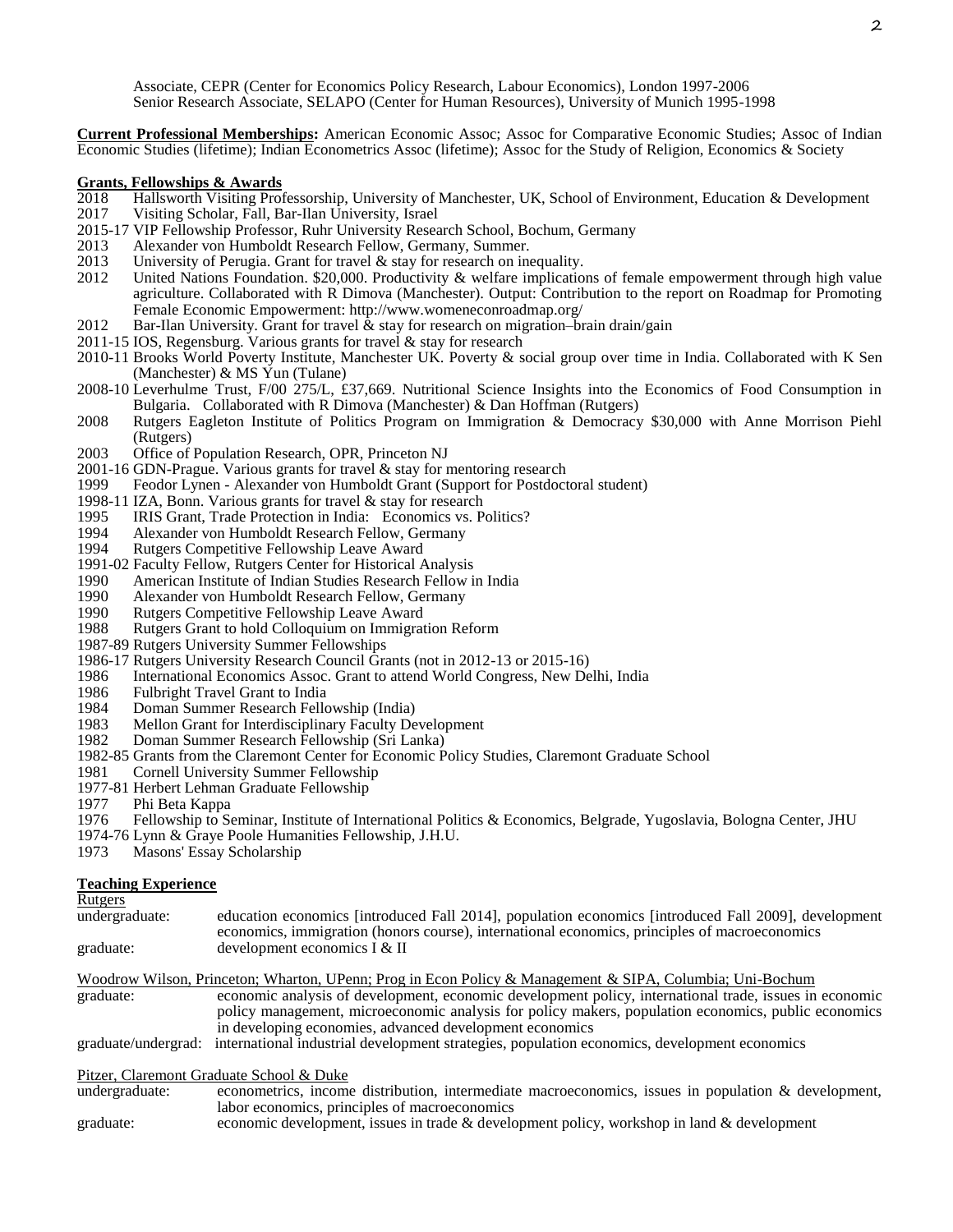Associate, CEPR (Center for Economics Policy Research, Labour Economics), London 1997-2006
Senior Research Associate, SELAPO (Center for Human Resources), University of Munich 1995-1998

**Current Professional Memberships:** American Economic Assoc; Assoc for Comparative Economic Studies; Assoc of Indian Economic Studies (lifetime); Indian Econometrics Assoc (lifetime); Assoc for the Study of Religion, Economics & Society

**Grants, Fellowships & Awards**

2018 Hallsworth Visiting Professorship, University of Manchester, UK, School of Environment, Education & Development
2017 Visiting Scholar, Fall, Bar-Ilan University, Israel
2015-17 VIP Fellowship Professor, Ruhr University Research School, Bochum, Germany
2013 Alexander von Humboldt Research Fellow, Germany, Summer.
2013 University of Perugia. Grant for travel & stay for research on inequality.
2012 United Nations Foundation. $20,000. Productivity & welfare implications of female empowerment through high value agriculture. Collaborated with R Dimova (Manchester). Output: Contribution to the report on Roadmap for Promoting Female Economic Empowerment: http://www.womeneconroadmap.org/
2012 Bar-Ilan University. Grant for travel & stay for research on migration–brain drain/gain
2011-15 IOS, Regensburg. Various grants for travel & stay for research
2010-11 Brooks World Poverty Institute, Manchester UK. Poverty & social group over time in India. Collaborated with K Sen (Manchester) & MS Yun (Tulane)
2008-10 Leverhulme Trust, F/00 275/L, £37,669. Nutritional Science Insights into the Economics of Food Consumption in Bulgaria. Collaborated with R Dimova (Manchester) & Dan Hoffman (Rutgers)
2008 Rutgers Eagleton Institute of Politics Program on Immigration & Democracy $30,000 with Anne Morrison Piehl (Rutgers)
2003 Office of Population Research, OPR, Princeton NJ
2001-16 GDN-Prague. Various grants for travel & stay for mentoring research
1999 Feodor Lynen - Alexander von Humboldt Grant (Support for Postdoctoral student)
1998-11 IZA, Bonn. Various grants for travel & stay for research
1995 IRIS Grant, Trade Protection in India: Economics vs. Politics?
1994 Alexander von Humboldt Research Fellow, Germany
1994 Rutgers Competitive Fellowship Leave Award
1991-02 Faculty Fellow, Rutgers Center for Historical Analysis
1990 American Institute of Indian Studies Research Fellow in India
1990 Alexander von Humboldt Research Fellow, Germany
1990 Rutgers Competitive Fellowship Leave Award
1988 Rutgers Grant to hold Colloquium on Immigration Reform
1987-89 Rutgers University Summer Fellowships
1986-17 Rutgers University Research Council Grants (not in 2012-13 or 2015-16)
1986 International Economics Assoc. Grant to attend World Congress, New Delhi, India
1986 Fulbright Travel Grant to India
1984 Doman Summer Research Fellowship (India)
1983 Mellon Grant for Interdisciplinary Faculty Development
1982 Doman Summer Research Fellowship (Sri Lanka)
1982-85 Grants from the Claremont Center for Economic Policy Studies, Claremont Graduate School
1981 Cornell University Summer Fellowship
1977-81 Herbert Lehman Graduate Fellowship
1977 Phi Beta Kappa
1976 Fellowship to Seminar, Institute of International Politics & Economics, Belgrade, Yugoslavia, Bologna Center, JHU
1974-76 Lynn & Graye Poole Humanities Fellowship, J.H.U.
1973 Masons' Essay Scholarship

**Teaching Experience**

Rutgers

undergraduate: education economics [introduced Fall 2014], population economics [introduced Fall 2009], development economics, immigration (honors course), international economics, principles of macroeconomics
graduate: development economics I & II

Woodrow Wilson, Princeton; Wharton, UPenn; Prog in Econ Policy & Management & SIPA, Columbia; Uni-Bochum

graduate: economic analysis of development, economic development policy, international trade, issues in economic policy management, microeconomic analysis for policy makers, population economics, public economics in developing economies, advanced development economics
graduate/undergrad: international industrial development strategies, population economics, development economics

Pitzer, Claremont Graduate School & Duke

undergraduate: econometrics, income distribution, intermediate macroeconomics, issues in population & development, labor economics, principles of macroeconomics
graduate: economic development, issues in trade & development policy, workshop in land & development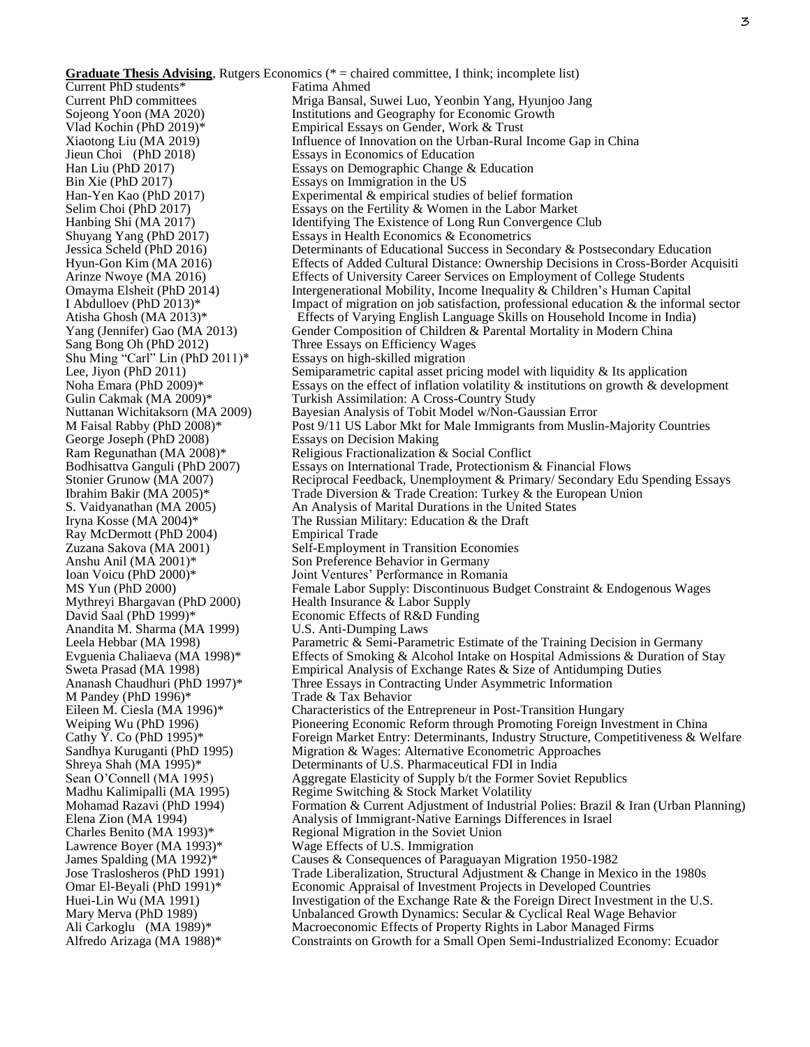**Graduate Thesis Advising**, Rutgers Economics (* = chaired committee, I think; incomplete list)

| | |
|---|---|
| Current PhD students* | Fatima Ahmed |
| Current PhD committees | Mriga Bansal, Suwei Luo, Yeonbin Yang, Hyunjoo Jang |
| Sojeong Yoon (MA 2020) | Institutions and Geography for Economic Growth |
| Vlad Kochin (PhD 2019)* | Empirical Essays on Gender, Work & Trust |
| Xiaotong Liu (MA 2019) | Influence of Innovation on the Urban-Rural Income Gap in China |
| Jieun Choi (PhD 2018) | Essays in Economics of Education |
| Han Liu (PhD 2017) | Essays on Demographic Change & Education |
| Bin Xie (PhD 2017) | Essays on Immigration in the US |
| Han-Yen Kao (PhD 2017) | Experimental & empirical studies of belief formation |
| Selim Choi (PhD 2017) | Essays on the Fertility & Women in the Labor Market |
| Hanbing Shi (MA 2017) | Identifying The Existence of Long Run Convergence Club |
| Shuyang Yang (PhD 2017) | Essays in Health Economics & Econometrics |
| Jessica Scheld (PhD 2016) | Determinants of Educational Success in Secondary & Postsecondary Education |
| Hyun-Gon Kim (MA 2016) | Effects of Added Cultural Distance: Ownership Decisions in Cross-Border Acquisiti |
| Arinze Nwoye (MA 2016) | Effects of University Career Services on Employment of College Students |
| Omayma Elsheit (PhD 2014) | Intergenerational Mobility, Income Inequality & Children's Human Capital |
| I Abdulloev (PhD 2013)* | Impact of migration on job satisfaction, professional education & the informal sector |
| Atisha Ghosh (MA 2013)* | Effects of Varying English Language Skills on Household Income in India) |
| Yang (Jennifer) Gao (MA 2013) | Gender Composition of Children & Parental Mortality in Modern China |
| Sang Bong Oh (PhD 2012) | Three Essays on Efficiency Wages |
| Shu Ming "Carl" Lin (PhD 2011)* | Essays on high-skilled migration |
| Lee, Jiyon (PhD 2011) | Semiparametric capital asset pricing model with liquidity & Its application |
| Noha Emara (PhD 2009)* | Essays on the effect of inflation volatility & institutions on growth & development |
| Gulin Cakmak (MA 2009)* | Turkish Assimilation: A Cross-Country Study |
| Nuttanan Wichitaksorn (MA 2009) | Bayesian Analysis of Tobit Model w/Non-Gaussian Error |
| M Faisal Rabby (PhD 2008)* | Post 9/11 US Labor Mkt for Male Immigrants from Muslin-Majority Countries |
| George Joseph (PhD 2008) | Essays on Decision Making |
| Ram Regunathan (MA 2008)* | Religious Fractionalization & Social Conflict |
| Bodhisattva Ganguli (PhD 2007) | Essays on International Trade, Protectionism & Financial Flows |
| Stonier Grunow (MA 2007) | Reciprocal Feedback, Unemployment & Primary/ Secondary Edu Spending Essays |
| Ibrahim Bakir (MA 2005)* | Trade Diversion & Trade Creation: Turkey & the European Union |
| S. Vaidyanathan (MA 2005) | An Analysis of Marital Durations in the United States |
| Iryna Kosse (MA 2004)* | The Russian Military: Education & the Draft |
| Ray McDermott (PhD 2004) | Empirical Trade |
| Zuzana Sakova (MA 2001) | Self-Employment in Transition Economies |
| Anshu Anil (MA 2001)* | Son Preference Behavior in Germany |
| Ioan Voicu (PhD 2000)* | Joint Ventures' Performance in Romania |
| MS Yun (PhD 2000) | Female Labor Supply: Discontinuous Budget Constraint & Endogenous Wages |
| Mythreyi Bhargavan (PhD 2000) | Health Insurance & Labor Supply |
| David Saal (PhD 1999)* | Economic Effects of R&D Funding |
| Anandita M. Sharma (MA 1999) | U.S. Anti-Dumping Laws |
| Leela Hebbar (MA 1998) | Parametric & Semi-Parametric Estimate of the Training Decision in Germany |
| Evguenia Chaliaeva (MA 1998)* | Effects of Smoking & Alcohol Intake on Hospital Admissions & Duration of Stay |
| Sweta Prasad (MA 1998) | Empirical Analysis of Exchange Rates & Size of Antidumping Duties |
| Ananash Chaudhuri (PhD 1997)* | Three Essays in Contracting Under Asymmetric Information |
| M Pandey (PhD 1996)* | Trade & Tax Behavior |
| Eileen M. Ciesla (MA 1996)* | Characteristics of the Entrepreneur in Post-Transition Hungary |
| Weiping Wu (PhD 1996) | Pioneering Economic Reform through Promoting Foreign Investment in China |
| Cathy Y. Co (PhD 1995)* | Foreign Market Entry: Determinants, Industry Structure, Competitiveness & Welfare |
| Sandhya Kuruganti (PhD 1995) | Migration & Wages: Alternative Econometric Approaches |
| Shreya Shah (MA 1995)* | Determinants of U.S. Pharmaceutical FDI in India |
| Sean O'Connell (MA 1995) | Aggregate Elasticity of Supply b/t the Former Soviet Republics |
| Madhu Kalimipalli (MA 1995) | Regime Switching & Stock Market Volatility |
| Mohamad Razavi (PhD 1994) | Formation & Current Adjustment of Industrial Polies: Brazil & Iran (Urban Planning) |
| Elena Zion (MA 1994) | Analysis of Immigrant-Native Earnings Differences in Israel |
| Charles Benito (MA 1993)* | Regional Migration in the Soviet Union |
| Lawrence Boyer (MA 1993)* | Wage Effects of U.S. Immigration |
| James Spalding (MA 1992)* | Causes & Consequences of Paraguayan Migration 1950-1982 |
| Jose Traslosheros (PhD 1991) | Trade Liberalization, Structural Adjustment & Change in Mexico in the 1980s |
| Omar El-Beyali (PhD 1991)* | Economic Appraisal of Investment Projects in Developed Countries |
| Huei-Lin Wu (MA 1991) | Investigation of the Exchange Rate & the Foreign Direct Investment in the U.S. |
| Mary Merva (PhD 1989) | Unbalanced Growth Dynamics: Secular & Cyclical Real Wage Behavior |
| Ali Carkoglu (MA 1989)* | Macroeconomic Effects of Property Rights in Labor Managed Firms |
| Alfredo Arizaga (MA 1988)* | Constraints on Growth for a Small Open Semi-Industrialized Economy: Ecuador |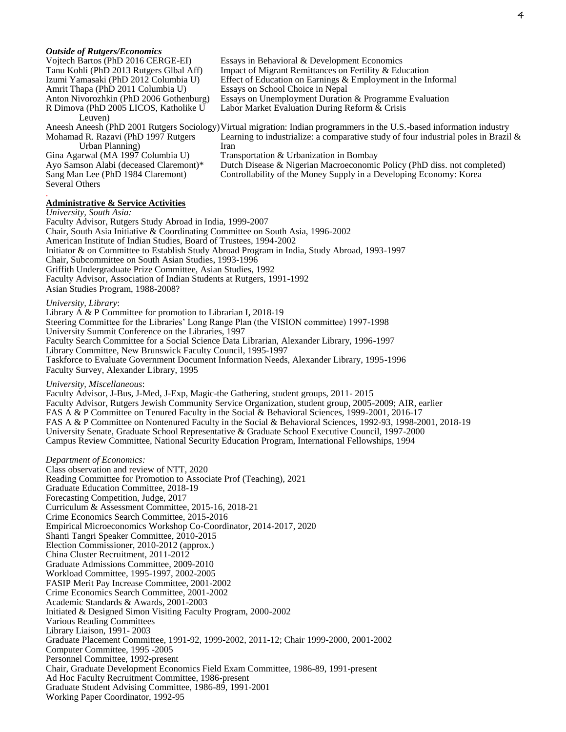***Outside of Rutgers/Economics***

| | |
|---|---|
| Vojtech Bartos (PhD 2016 CERGE-EI) | Essays in Behavioral & Development Economics |
| Tanu Kohli (PhD 2013 Rutgers Glbal Aff) | Impact of Migrant Remittances on Fertility & Education |
| Izumi Yamasaki (PhD 2012 Columbia U) | Effect of Education on Earnings & Employment in the Informal |
| Amrit Thapa (PhD 2011 Columbia U) | Essays on School Choice in Nepal |
| Anton Nivorozhkin (PhD 2006 Gothenburg) | Essays on Unemployment Duration & Programme Evaluation |
| R Dimova (PhD 2005 LICOS, Katholike U Leuven) | Labor Market Evaluation During Reform & Crisis |
| Aneesh Aneesh (PhD 2001 Rutgers Sociology) | Virtual migration: Indian programmers in the U.S.-based information industry |
| Mohamad R. Razavi (PhD 1997 Rutgers Urban Planning) | Learning to industrialize: a comparative study of four industrial poles in Brazil & Iran |
| Gina Agarwal (MA 1997 Columbia U) | Transportation & Urbanization in Bombay |
| Ayo Samson Alabi (deceased Claremont)* | Dutch Disease & Nigerian Macroeconomic Policy (PhD diss. not completed) |
| Sang Man Lee (PhD 1984 Claremont) | Controllability of the Money Supply in a Developing Economy: Korea |
| Several Others | |

## Administrative & Service Activities

*University, South Asia:*

Faculty Advisor, Rutgers Study Abroad in India, 1999-2007
Chair, South Asia Initiative & Coordinating Committee on South Asia, 1996-2002
American Institute of Indian Studies, Board of Trustees, 1994-2002
Initiator & on Committee to Establish Study Abroad Program in India, Study Abroad, 1993-1997
Chair, Subcommittee on South Asian Studies, 1993-1996
Griffith Undergraduate Prize Committee, Asian Studies, 1992
Faculty Advisor, Association of Indian Students at Rutgers, 1991-1992
Asian Studies Program, 1988-2008?

*University, Library*:

Library A & P Committee for promotion to Librarian I, 2018-19
Steering Committee for the Libraries' Long Range Plan (the VISION committee) 1997-1998
University Summit Conference on the Libraries, 1997
Faculty Search Committee for a Social Science Data Librarian, Alexander Library, 1996-1997
Library Committee, New Brunswick Faculty Council, 1995-1997
Taskforce to Evaluate Government Document Information Needs, Alexander Library, 1995-1996
Faculty Survey, Alexander Library, 1995

*University, Miscellaneous*:

Faculty Advisor, J-Bus, J-Med, J-Exp, Magic-the Gathering, student groups, 2011- 2015
Faculty Advisor, Rutgers Jewish Community Service Organization, student group, 2005-2009; AIR, earlier
FAS A & P Committee on Tenured Faculty in the Social & Behavioral Sciences, 1999-2001, 2016-17
FAS A & P Committee on Nontenured Faculty in the Social & Behavioral Sciences, 1992-93, 1998-2001, 2018-19
University Senate, Graduate School Representative & Graduate School Executive Council, 1997-2000
Campus Review Committee, National Security Education Program, International Fellowships, 1994

*Department of Economics:*

Class observation and review of NTT, 2020
Reading Committee for Promotion to Associate Prof (Teaching), 2021
Graduate Education Committee, 2018-19
Forecasting Competition, Judge, 2017
Curriculum & Assessment Committee, 2015-16, 2018-21
Crime Economics Search Committee, 2015-2016
Empirical Microeconomics Workshop Co-Coordinator, 2014-2017, 2020
Shanti Tangri Speaker Committee, 2010-2015
Election Commissioner, 2010-2012 (approx.)
China Cluster Recruitment, 2011-2012
Graduate Admissions Committee, 2009-2010
Workload Committee, 1995-1997, 2002-2005
FASIP Merit Pay Increase Committee, 2001-2002
Crime Economics Search Committee, 2001-2002
Academic Standards & Awards, 2001-2003
Initiated & Designed Simon Visiting Faculty Program, 2000-2002
Various Reading Committees
Library Liaison, 1991- 2003
Graduate Placement Committee, 1991-92, 1999-2002, 2011-12; Chair 1999-2000, 2001-2002
Computer Committee, 1995 -2005
Personnel Committee, 1992-present
Chair, Graduate Development Economics Field Exam Committee, 1986-89, 1991-present
Ad Hoc Faculty Recruitment Committee, 1986-present
Graduate Student Advising Committee, 1986-89, 1991-2001
Working Paper Coordinator, 1992-95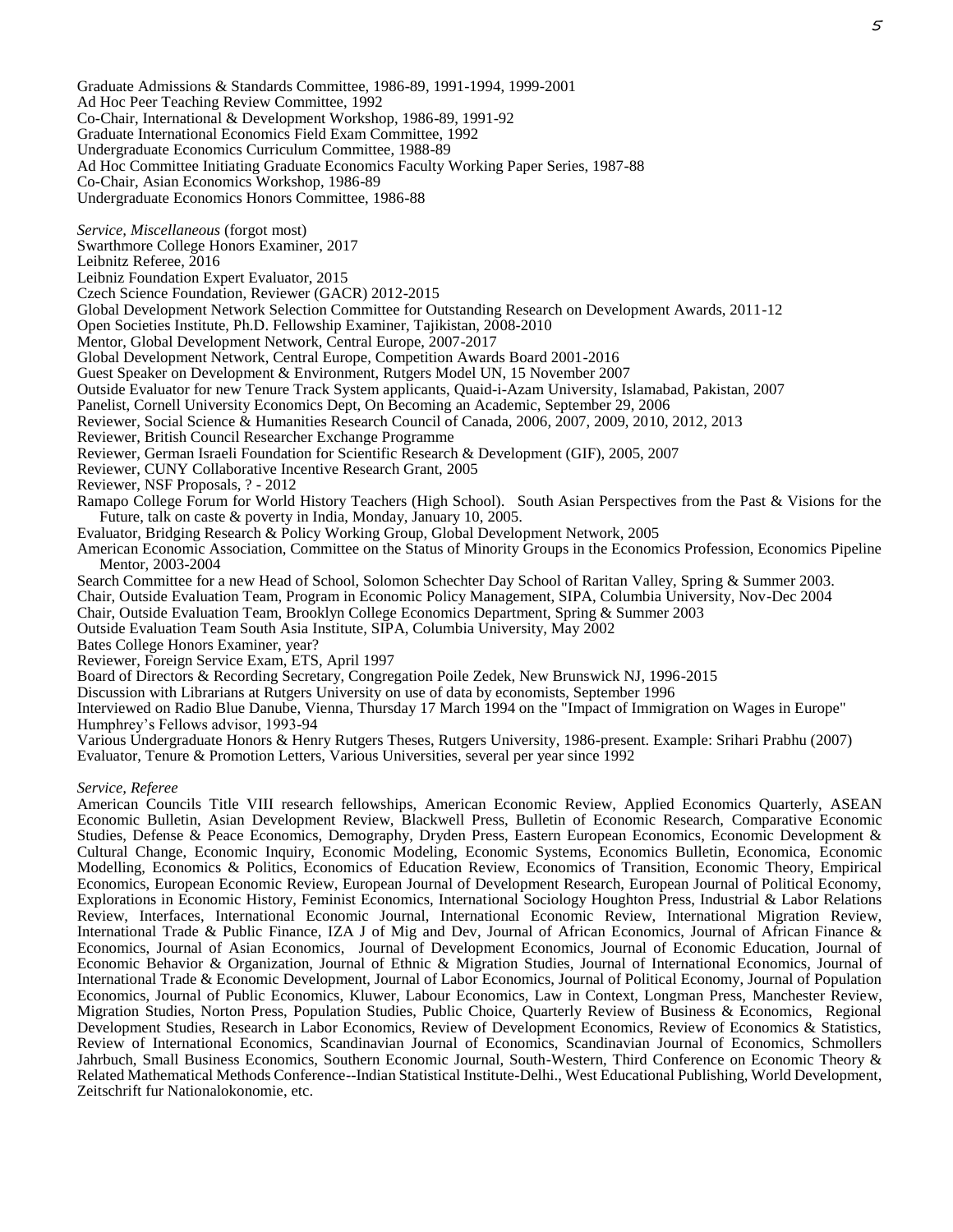Graduate Admissions & Standards Committee, 1986-89, 1991-1994, 1999-2001
Ad Hoc Peer Teaching Review Committee, 1992
Co-Chair, International & Development Workshop, 1986-89, 1991-92
Graduate International Economics Field Exam Committee, 1992
Undergraduate Economics Curriculum Committee, 1988-89
Ad Hoc Committee Initiating Graduate Economics Faculty Working Paper Series, 1987-88
Co-Chair, Asian Economics Workshop, 1986-89
Undergraduate Economics Honors Committee, 1986-88

*Service, Miscellaneous* (forgot most)
Swarthmore College Honors Examiner, 2017
Leibnitz Referee, 2016
Leibniz Foundation Expert Evaluator, 2015
Czech Science Foundation, Reviewer (GACR) 2012-2015
Global Development Network Selection Committee for Outstanding Research on Development Awards, 2011-12
Open Societies Institute, Ph.D. Fellowship Examiner, Tajikistan, 2008-2010
Mentor, Global Development Network, Central Europe, 2007-2017
Global Development Network, Central Europe, Competition Awards Board 2001-2016
Guest Speaker on Development & Environment, Rutgers Model UN, 15 November 2007
Outside Evaluator for new Tenure Track System applicants, Quaid-i-Azam University, Islamabad, Pakistan, 2007
Panelist, Cornell University Economics Dept, On Becoming an Academic, September 29, 2006
Reviewer, Social Science & Humanities Research Council of Canada, 2006, 2007, 2009, 2010, 2012, 2013
Reviewer, British Council Researcher Exchange Programme
Reviewer, German Israeli Foundation for Scientific Research & Development (GIF), 2005, 2007
Reviewer, CUNY Collaborative Incentive Research Grant, 2005
Reviewer, NSF Proposals, ? - 2012
Ramapo College Forum for World History Teachers (High School). South Asian Perspectives from the Past & Visions for the Future, talk on caste & poverty in India, Monday, January 10, 2005.
Evaluator, Bridging Research & Policy Working Group, Global Development Network, 2005
American Economic Association, Committee on the Status of Minority Groups in the Economics Profession, Economics Pipeline Mentor, 2003-2004
Search Committee for a new Head of School, Solomon Schechter Day School of Raritan Valley, Spring & Summer 2003.
Chair, Outside Evaluation Team, Program in Economic Policy Management, SIPA, Columbia University, Nov-Dec 2004
Chair, Outside Evaluation Team, Brooklyn College Economics Department, Spring & Summer 2003
Outside Evaluation Team South Asia Institute, SIPA, Columbia University, May 2002
Bates College Honors Examiner, year?
Reviewer, Foreign Service Exam, ETS, April 1997
Board of Directors & Recording Secretary, Congregation Poile Zedek, New Brunswick NJ, 1996-2015
Discussion with Librarians at Rutgers University on use of data by economists, September 1996
Interviewed on Radio Blue Danube, Vienna, Thursday 17 March 1994 on the "Impact of Immigration on Wages in Europe"
Humphrey's Fellows advisor, 1993-94
Various Undergraduate Honors & Henry Rutgers Theses, Rutgers University, 1986-present. Example: Srihari Prabhu (2007)
Evaluator, Tenure & Promotion Letters, Various Universities, several per year since 1992

*Service, Referee*
American Councils Title VIII research fellowships, American Economic Review, Applied Economics Quarterly, ASEAN Economic Bulletin, Asian Development Review, Blackwell Press, Bulletin of Economic Research, Comparative Economic Studies, Defense & Peace Economics, Demography, Dryden Press, Eastern European Economics, Economic Development & Cultural Change, Economic Inquiry, Economic Modeling, Economic Systems, Economics Bulletin, Economica, Economic Modelling, Economics & Politics, Economics of Education Review, Economics of Transition, Economic Theory, Empirical Economics, European Economic Review, European Journal of Development Research, European Journal of Political Economy, Explorations in Economic History, Feminist Economics, International Sociology Houghton Press, Industrial & Labor Relations Review, Interfaces, International Economic Journal, International Economic Review, International Migration Review, International Trade & Public Finance, IZA J of Mig and Dev, Journal of African Economics, Journal of African Finance & Economics, Journal of Asian Economics, Journal of Development Economics, Journal of Economic Education, Journal of Economic Behavior & Organization, Journal of Ethnic & Migration Studies, Journal of International Economics, Journal of International Trade & Economic Development, Journal of Labor Economics, Journal of Political Economy, Journal of Population Economics, Journal of Public Economics, Kluwer, Labour Economics, Law in Context, Longman Press, Manchester Review, Migration Studies, Norton Press, Population Studies, Public Choice, Quarterly Review of Business & Economics, Regional Development Studies, Research in Labor Economics, Review of Development Economics, Review of Economics & Statistics, Review of International Economics, Scandinavian Journal of Economics, Scandinavian Journal of Economics, Schmollers Jahrbuch, Small Business Economics, Southern Economic Journal, South-Western, Third Conference on Economic Theory & Related Mathematical Methods Conference--Indian Statistical Institute-Delhi., West Educational Publishing, World Development, Zeitschrift fur Nationalokonomie, etc.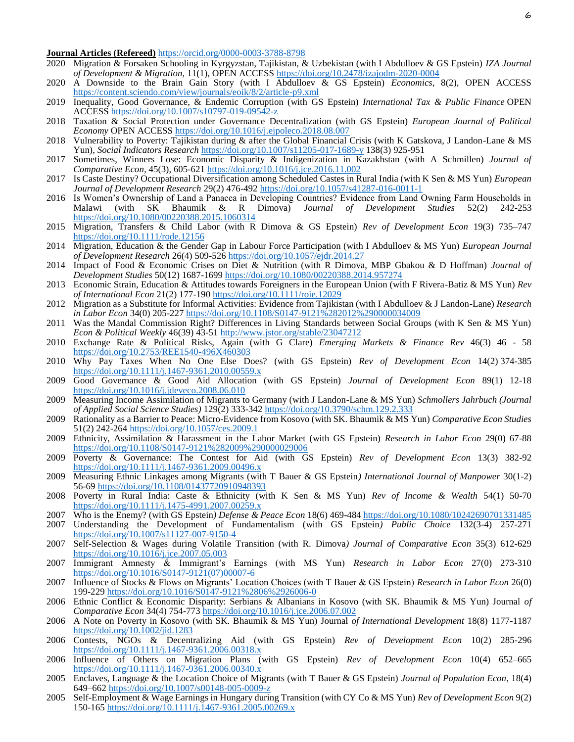**Journal Articles (Refereed)** https://orcid.org/0000-0003-3788-8798

2020 Migration & Forsaken Schooling in Kyrgyzstan, Tajikistan, & Uzbekistan (with I Abdulloev & GS Epstein) *IZA Journal of Development & Migration,* 11(1), OPEN ACCESS https://doi.org/10.2478/izajodm-2020-0004

2020 A Downside to the Brain Gain Story (with I Abdulloev & GS Epstein) *Economics,* 8(2), OPEN ACCESS https://content.sciendo.com/view/journals/eoik/8/2/article-p9.xml

2019 Inequality, Good Governance, & Endemic Corruption (with GS Epstein) *International Tax & Public Finance* OPEN ACCESS https://doi.org/10.1007/s10797-019-09542-z

2018 Taxation & Social Protection under Governance Decentralization (with GS Epstein) *European Journal of Political Economy* OPEN ACCESS https://doi.org/10.1016/j.ejpoleco.2018.08.007

2018 Vulnerability to Poverty: Tajikistan during & after the Global Financial Crisis (with K Gatskova, J Landon-Lane & MS Yun), *Social Indicators Research* https://doi.org/10.1007/s11205-017-1689-y 138(3) 925-951

2017 Sometimes, Winners Lose: Economic Disparity & Indigenization in Kazakhstan (with A Schmillen) *Journal of Comparative Econ,* 45(3), 605-621 https://doi.org/10.1016/j.jce.2016.11.002

2017 Is Caste Destiny? Occupational Diversification among Scheduled Castes in Rural India (with K Sen & MS Yun) *European Journal of Development Research* 29(2) 476-492 https://doi.org/10.1057/s41287-016-0011-1

2016 Is Women's Ownership of Land a Panacea in Developing Countries? Evidence from Land Owning Farm Households in Malawi (with SK Bhaumik & R Dimova) *Journal of Development Studies* 52(2) 242-253 https://doi.org/10.1080/00220388.2015.1060314

2015 Migration, Transfers & Child Labor (with R Dimova & GS Epstein) *Rev of Development Econ* 19(3) 735–747 https://doi.org/10.1111/rode.12156

2014 Migration, Education & the Gender Gap in Labour Force Participation (with I Abdulloev & MS Yun) *European Journal of Development Research* 26(4) 509-526 https://doi.org/10.1057/ejdr.2014.27

2014 Impact of Food & Economic Crises on Diet & Nutrition (with R Dimova, MBP Gbakou & D Hoffman) *Journal of Development Studies* 50(12) 1687-1699 https://doi.org/10.1080/00220388.2014.957274

2013 Economic Strain, Education & Attitudes towards Foreigners in the European Union (with F Rivera-Batiz & MS Yun) *Rev of International Econ* 21(2) 177-190 https://doi.org/10.1111/roie.12029

2012 Migration as a Substitute for Informal Activities: Evidence from Tajikistan (with I Abdulloev & J Landon-Lane) *Research in Labor Econ* 34(0) 205-227 https://doi.org/10.1108/S0147-9121%282012%290000034009

2011 Was the Mandal Commission Right? Differences in Living Standards between Social Groups (with K Sen & MS Yun) *Econ & Political Weekly* 46(39) 43-51 http://www.jstor.org/stable/23047212

2010 Exchange Rate & Political Risks, Again (with G Clare) *Emerging Markets & Finance Rev* 46(3) 46 - 58 https://doi.org/10.2753/REE1540-496X460303

2010 Why Pay Taxes When No One Else Does? (with GS Epstein) *Rev of Development Econ* 14(2) 374-385 https://doi.org/10.1111/j.1467-9361.2010.00559.x

2009 Good Governance & Good Aid Allocation (with GS Epstein) *Journal of Development Econ* 89(1) 12-18 https://doi.org/10.1016/j.jdeveco.2008.06.010

2009 Measuring Income Assimilation of Migrants to Germany (with J Landon-Lane & MS Yun) *Schmollers Jahrbuch (Journal of Applied Social Science Studies)* 129(2) 333-342 https://doi.org/10.3790/schm.129.2.333

2009 Rationality as a Barrier to Peace: Micro-Evidence from Kosovo (with SK. Bhaumik & MS Yun) *Comparative Econ Studies* 51(2) 242-264 https://doi.org/10.1057/ces.2009.1

2009 Ethnicity, Assimilation & Harassment in the Labor Market (with GS Epstein) *Research in Labor Econ* 29(0) 67-88 https://doi.org/10.1108/S0147-9121%282009%290000029006

2009 Poverty & Governance: The Contest for Aid (with GS Epstein) *Rev of Development Econ* 13(3) 382-92 https://doi.org/10.1111/j.1467-9361.2009.00496.x

2009 Measuring Ethnic Linkages among Migrants (with T Bauer & GS Epstein*) International Journal of Manpower* 30(1-2) 56-69 https://doi.org/10.1108/01437720910948393

2008 Poverty in Rural India: Caste & Ethnicity (with K Sen & MS Yun) *Rev of Income & Wealth* 54(1) 50-70 https://doi.org/10.1111/j.1475-4991.2007.00259.x

2007 Who is the Enemy? (with GS Epstein*) Defense & Peace Econ* 18(6) 469-484 https://doi.org/10.1080/10242690701331485

2007 Understanding the Development of Fundamentalism (with GS Epstein*) Public Choice* 132(3-4) 257-271 https://doi.org/10.1007/s11127-007-9150-4

2007 Self-Selection & Wages during Volatile Transition (with R. Dimova*) Journal of Comparative Econ* 35(3) 612-629 https://doi.org/10.1016/j.jce.2007.05.003

2007 Immigrant Amnesty & Immigrant's Earnings (with MS Yun) *Research in Labor Econ* 27(0) 273-310 https://doi.org/10.1016/S0147-9121(07)00007-6

2007 Influence of Stocks & Flows on Migrants' Location Choices (with T Bauer & GS Epstein) *Research in Labor Econ* 26(0) 199-229 https://doi.org/10.1016/S0147-9121%2806%2926006-0

2006 Ethnic Conflict & Economic Disparity: Serbians & Albanians in Kosovo (with SK. Bhaumik & MS Yun) Journal *of Comparative Econ* 34(4) 754-773 https://doi.org/10.1016/j.jce.2006.07.002

2006 A Note on Poverty in Kosovo (with SK. Bhaumik & MS Yun) Journal *of International Development* 18(8) 1177-1187 https://doi.org/10.1002/jid.1283

2006 Contests, NGOs & Decentralizing Aid (with GS Epstein) *Rev of Development Econ* 10(2) 285-296 https://doi.org/10.1111/j.1467-9361.2006.00318.x

2006 Influence of Others on Migration Plans (with GS Epstein) *Rev of Development Econ* 10(4) 652–665 https://doi.org/10.1111/j.1467-9361.2006.00340.x

2005 Enclaves, Language & the Location Choice of Migrants (with T Bauer & GS Epstein) *Journal of Population Econ*, 18(4) 649–662 https://doi.org/10.1007/s00148-005-0009-z

2005 Self-Employment & Wage Earnings in Hungary during Transition (with CY Co & MS Yun) *Rev of Development Econ* 9(2) 150-165 https://doi.org/10.1111/j.1467-9361.2005.00269.x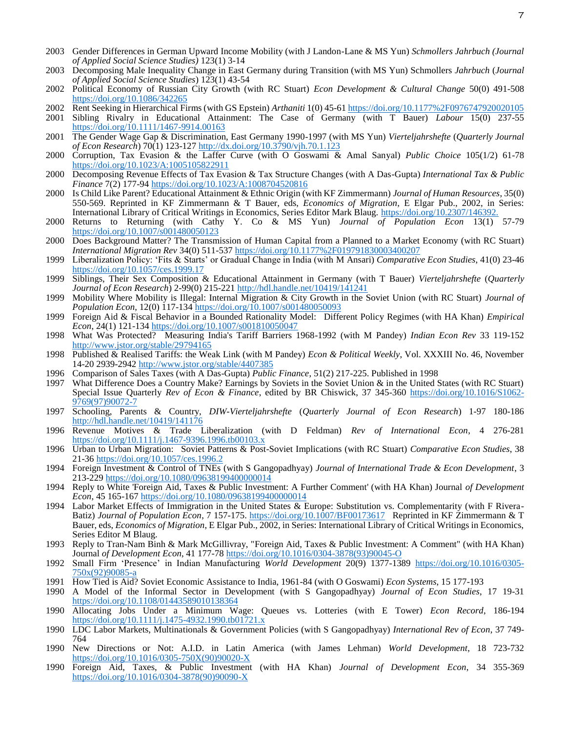2003 Gender Differences in German Upward Income Mobility (with J Landon-Lane & MS Yun) *Schmollers Jahrbuch (Journal of Applied Social Science Studies)* 123(1) 3-14

2003 Decomposing Male Inequality Change in East Germany during Transition (with MS Yun) Schmollers *Jahrbuch* (*Journal of Applied Social Science Studies*) 123(1) 43-54

2002 Political Economy of Russian City Growth (with RC Stuart) *Econ Development & Cultural Change* 50(0) 491-508 https://doi.org/10.1086/342265

2002 Rent Seeking in Hierarchical Firms (with GS Epstein) *Arthaniti* 1(0) 45-61 https://doi.org/10.1177%2F0976747920020105

2001 Sibling Rivalry in Educational Attainment: The Case of Germany (with T Bauer) *Labour* 15(0) 237-55 https://doi.org/10.1111/1467-9914.00163

2001 The Gender Wage Gap & Discrimination, East Germany 1990-1997 (with MS Yun) *Vierteljahrshefte* (*Quarterly Journal of Econ Research*) 70(1) 123-127 http://dx.doi.org/10.3790/vjh.70.1.123

2000 Corruption, Tax Evasion & the Laffer Curve (with O Goswami & Amal Sanyal) *Public Choice* 105(1/2) 61-78 https://doi.org/10.1023/A:1005105822911

2000 Decomposing Revenue Effects of Tax Evasion & Tax Structure Changes (with A Das-Gupta) *International Tax & Public Finance* 7(2) 177-94 https://doi.org/10.1023/A:1008704520816

2000 Is Child Like Parent? Educational Attainment & Ethnic Origin (with KF Zimmermann) *Journal of Human Resources*, 35(0) 550-569. Reprinted in KF Zimmermann & T Bauer, eds, *Economics of Migration*, E Elgar Pub., 2002, in Series: International Library of Critical Writings in Economics, Series Editor Mark Blaug. https://doi.org/10.2307/146392.

2000 Returns to Returning (with Cathy Y. Co & MS Yun) *Journal of Population Econ* 13(1) 57-79 https://doi.org/10.1007/s001480050123

2000 Does Background Matter? The Transmission of Human Capital from a Planned to a Market Economy (with RC Stuart) *International Migration Rev* 34(0) 511-537 https://doi.org/10.1177%2F019791830003400207

1999 Liberalization Policy: 'Fits & Starts' or Gradual Change in India (with M Ansari) *Comparative Econ Studies*, 41(0) 23-46 https://doi.org/10.1057/ces.1999.17

1999 Siblings, Their Sex Composition & Educational Attainment in Germany (with T Bauer) *Vierteljahrshefte* (*Quarterly Journal of Econ Research*) 2-99(0) 215-221 http://hdl.handle.net/10419/141241

1999 Mobility Where Mobility is Illegal: Internal Migration & City Growth in the Soviet Union (with RC Stuart) *Journal of Population Econ*, 12(0) 117-134 https://doi.org/10.1007/s001480050093

1999 Foreign Aid & Fiscal Behavior in a Bounded Rationality Model: Different Policy Regimes (with HA Khan) *Empirical Econ*, 24(1) 121-134 https://doi.org/10.1007/s001810050047

1998 What Was Protected? Measuring India's Tariff Barriers 1968-1992 (with M Pandey) *Indian Econ Rev* 33 119-152 http://www.jstor.org/stable/29794165

1998 Published & Realised Tariffs: the Weak Link (with M Pandey) *Econ & Political Weekly*, Vol. XXXIII No. 46, November 14-20 2939-2942 http://www.jstor.org/stable/4407385

1996 Comparison of Sales Taxes (with A Das-Gupta) *Public Finance*, 51(2) 217-225. Published in 1998

1997 What Difference Does a Country Make? Earnings by Soviets in the Soviet Union & in the United States (with RC Stuart) Special Issue Quarterly *Rev of Econ & Finance*, edited by BR Chiswick, 37 345-360 https://doi.org/10.1016/S1062-9769(97)90072-7

1997 Schooling, Parents & Country, *DIW-Vierteljahrshefte* (*Quarterly Journal of Econ Research*) 1-97 180-186 http://hdl.handle.net/10419/141176

1996 Revenue Motives & Trade Liberalization (with D Feldman) *Rev of International Econ*, 4 276-281 https://doi.org/10.1111/j.1467-9396.1996.tb00103.x

1996 Urban to Urban Migration: Soviet Patterns & Post-Soviet Implications (with RC Stuart) *Comparative Econ Studies*, 38 21-36 https://doi.org/10.1057/ces.1996.2

1994 Foreign Investment & Control of TNEs (with S Gangopadhyay) *Journal of International Trade & Econ Development*, 3 213-229 https://doi.org/10.1080/09638199400000014

1994 Reply to White 'Foreign Aid, Taxes & Public Investment: A Further Comment' (with HA Khan) Journal *of Development Econ*, 45 165-167 https://doi.org/10.1080/09638199400000014

1994 Labor Market Effects of Immigration in the United States & Europe: Substitution vs. Complementarity (with F Rivera-Batiz) *Journal of Population Econ*, 7 157-175. https://doi.org/10.1007/BF00173617 Reprinted in KF Zimmermann & T Bauer, eds, *Economics of Migration,* E Elgar Pub., 2002, in Series: International Library of Critical Writings in Economics, Series Editor M Blaug.

1993 Reply to Tran-Nam Binh & Mark McGillivray, "Foreign Aid, Taxes & Public Investment: A Comment" (with HA Khan) Journal *of Development Econ*, 41 177-78 https://doi.org/10.1016/0304-3878(93)90045-O

1992 Small Firm 'Presence' in Indian Manufacturing *World Development* 20(9) 1377-1389 https://doi.org/10.1016/0305-750x(92)90085-a

1991 How Tied is Aid? Soviet Economic Assistance to India, 1961-84 (with O Goswami) *Econ Systems*, 15 177-193

1990 A Model of the Informal Sector in Development (with S Gangopadhyay) *Journal of Econ Studies*, 17 19-31 https://doi.org/10.1108/01443589010138364

1990 Allocating Jobs Under a Minimum Wage: Queues vs. Lotteries (with E Tower) *Econ Record*, 186-194 https://doi.org/10.1111/j.1475-4932.1990.tb01721.x

1990 LDC Labor Markets, Multinationals & Government Policies (with S Gangopadhyay) *International Rev of Econ*, 37 749-764

1990 New Directions or Not: A.I.D. in Latin America (with James Lehman) *World Development*, 18 723-732 https://doi.org/10.1016/0305-750X(90)90020-X

1990 Foreign Aid, Taxes, & Public Investment (with HA Khan) *Journal of Development Econ*, 34 355-369 https://doi.org/10.1016/0304-3878(90)90090-X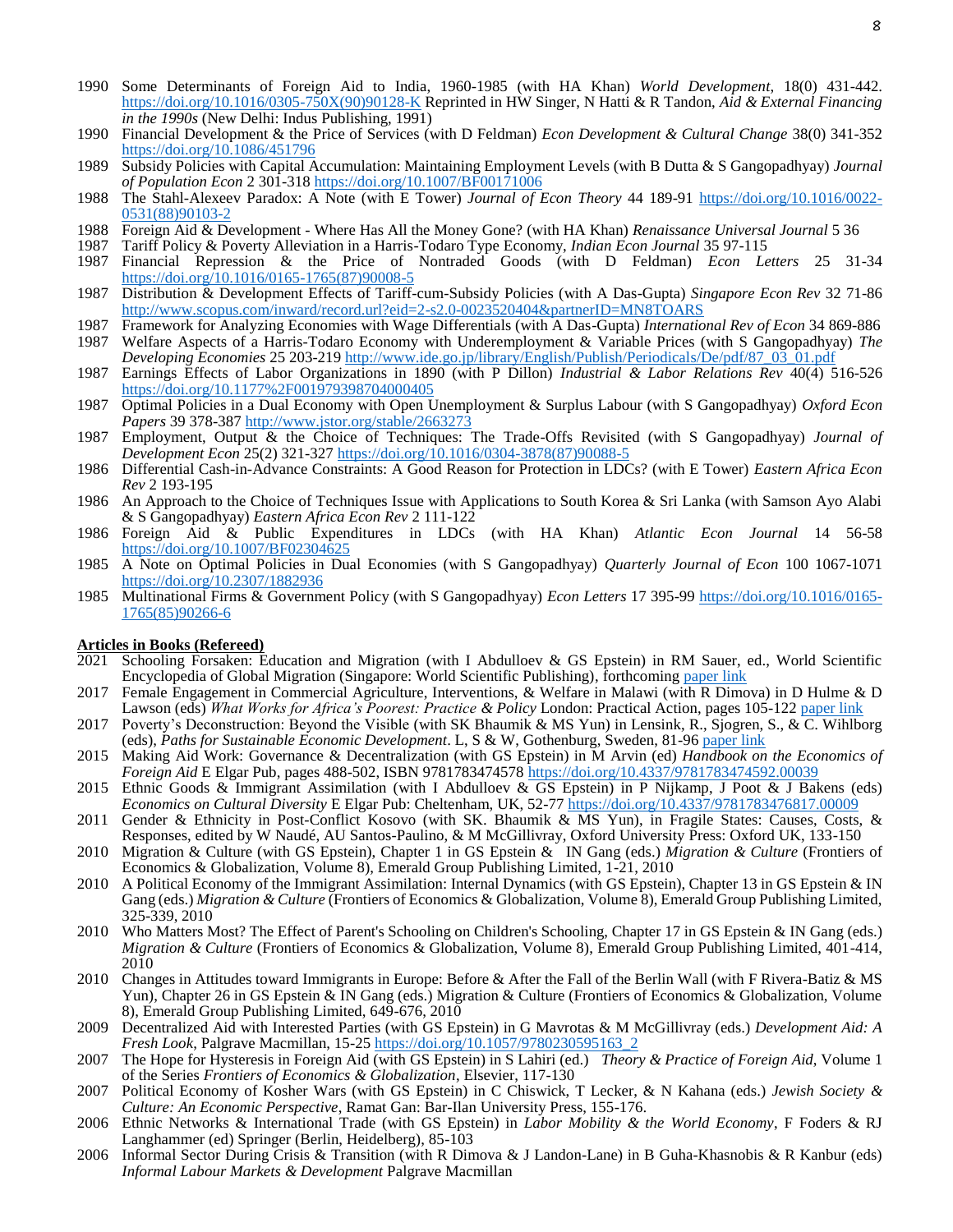1990 Some Determinants of Foreign Aid to India, 1960-1985 (with HA Khan) *World Development*, 18(0) 431-442. https://doi.org/10.1016/0305-750X(90)90128-K Reprinted in HW Singer, N Hatti & R Tandon, *Aid & External Financing in the 1990s* (New Delhi: Indus Publishing, 1991)

1990 Financial Development & the Price of Services (with D Feldman) *Econ Development & Cultural Change* 38(0) 341-352 https://doi.org/10.1086/451796

1989 Subsidy Policies with Capital Accumulation: Maintaining Employment Levels (with B Dutta & S Gangopadhyay) *Journal of Population Econ* 2 301-318 https://doi.org/10.1007/BF00171006

1988 The Stahl-Alexeev Paradox: A Note (with E Tower) *Journal of Econ Theory* 44 189-91 https://doi.org/10.1016/0022-0531(88)90103-2

1988 Foreign Aid & Development - Where Has All the Money Gone? (with HA Khan) *Renaissance Universal Journal* 5 36

1987 Tariff Policy & Poverty Alleviation in a Harris-Todaro Type Economy, *Indian Econ Journal* 35 97-115

1987 Financial Repression & the Price of Nontraded Goods (with D Feldman) *Econ Letters* 25 31-34 https://doi.org/10.1016/0165-1765(87)90008-5

1987 Distribution & Development Effects of Tariff-cum-Subsidy Policies (with A Das-Gupta) *Singapore Econ Rev* 32 71-86 http://www.scopus.com/inward/record.url?eid=2-s2.0-0023520404&partnerID=MN8TOARS

1987 Framework for Analyzing Economies with Wage Differentials (with A Das-Gupta) *International Rev of Econ* 34 869-886

1987 Welfare Aspects of a Harris-Todaro Economy with Underemployment & Variable Prices (with S Gangopadhyay) *The Developing Economies* 25 203-219 http://www.ide.go.jp/library/English/Publish/Periodicals/De/pdf/87_03_01.pdf

1987 Earnings Effects of Labor Organizations in 1890 (with P Dillon) *Industrial & Labor Relations Rev* 40(4) 516-526 https://doi.org/10.1177%2F001979398704000405

1987 Optimal Policies in a Dual Economy with Open Unemployment & Surplus Labour (with S Gangopadhyay) *Oxford Econ Papers* 39 378-387 http://www.jstor.org/stable/2663273

1987 Employment, Output & the Choice of Techniques: The Trade-Offs Revisited (with S Gangopadhyay) *Journal of Development Econ* 25(2) 321-327 https://doi.org/10.1016/0304-3878(87)90088-5

1986 Differential Cash-in-Advance Constraints: A Good Reason for Protection in LDCs? (with E Tower) *Eastern Africa Econ Rev* 2 193-195

1986 An Approach to the Choice of Techniques Issue with Applications to South Korea & Sri Lanka (with Samson Ayo Alabi & S Gangopadhyay) *Eastern Africa Econ Rev* 2 111-122

1986 Foreign Aid & Public Expenditures in LDCs (with HA Khan) *Atlantic Econ Journal* 14 56-58 https://doi.org/10.1007/BF02304625

1985 A Note on Optimal Policies in Dual Economies (with S Gangopadhyay) *Quarterly Journal of Econ* 100 1067-1071 https://doi.org/10.2307/1882936

1985 Multinational Firms & Government Policy (with S Gangopadhyay) *Econ Letters* 17 395-99 https://doi.org/10.1016/0165-1765(85)90266-6

**Articles in Books (Refereed)**

2021 Schooling Forsaken: Education and Migration (with I Abdulloev & GS Epstein) in RM Sauer, ed., World Scientific Encyclopedia of Global Migration (Singapore: World Scientific Publishing), forthcoming paper link

2017 Female Engagement in Commercial Agriculture, Interventions, & Welfare in Malawi (with R Dimova) in D Hulme & D Lawson (eds) *What Works for Africa's Poorest: Practice & Policy* London: Practical Action, pages 105-122 paper link

2017 Poverty's Deconstruction: Beyond the Visible (with SK Bhaumik & MS Yun) in Lensink, R., Sjogren, S., & C. Wihlborg (eds), *Paths for Sustainable Economic Development*. L, S & W, Gothenburg, Sweden, 81-96 paper link

2015 Making Aid Work: Governance & Decentralization (with GS Epstein) in M Arvin (ed) *Handbook on the Economics of Foreign Aid* E Elgar Pub, pages 488-502, ISBN 9781783474578 https://doi.org/10.4337/9781783474592.00039

2015 Ethnic Goods & Immigrant Assimilation (with I Abdulloev & GS Epstein) in P Nijkamp, J Poot & J Bakens (eds) *Economics on Cultural Diversity* E Elgar Pub: Cheltenham, UK, 52-77 https://doi.org/10.4337/9781783476817.00009

2011 Gender & Ethnicity in Post-Conflict Kosovo (with SK. Bhaumik & MS Yun), in Fragile States: Causes, Costs, & Responses, edited by W Naudé, AU Santos-Paulino, & M McGillivray, Oxford University Press: Oxford UK, 133-150

2010 Migration & Culture (with GS Epstein), Chapter 1 in GS Epstein & IN Gang (eds.) *Migration & Culture* (Frontiers of Economics & Globalization, Volume 8), Emerald Group Publishing Limited, 1-21, 2010

2010 A Political Economy of the Immigrant Assimilation: Internal Dynamics (with GS Epstein), Chapter 13 in GS Epstein & IN Gang (eds.) *Migration & Culture* (Frontiers of Economics & Globalization, Volume 8), Emerald Group Publishing Limited, 325-339, 2010

2010 Who Matters Most? The Effect of Parent's Schooling on Children's Schooling, Chapter 17 in GS Epstein & IN Gang (eds.) *Migration & Culture* (Frontiers of Economics & Globalization, Volume 8), Emerald Group Publishing Limited, 401-414, 2010

2010 Changes in Attitudes toward Immigrants in Europe: Before & After the Fall of the Berlin Wall (with F Rivera-Batiz & MS Yun), Chapter 26 in GS Epstein & IN Gang (eds.) Migration & Culture (Frontiers of Economics & Globalization, Volume 8), Emerald Group Publishing Limited, 649-676, 2010

2009 Decentralized Aid with Interested Parties (with GS Epstein) in G Mavrotas & M McGillivray (eds.) *Development Aid: A Fresh Look*, Palgrave Macmillan, 15-25 https://doi.org/10.1057/9780230595163_2

2007 The Hope for Hysteresis in Foreign Aid (with GS Epstein) in S Lahiri (ed.) *Theory & Practice of Foreign Aid*, Volume 1 of the Series *Frontiers of Economics & Globalization*, Elsevier, 117-130

2007 Political Economy of Kosher Wars (with GS Epstein) in C Chiswick, T Lecker, & N Kahana (eds.) *Jewish Society & Culture: An Economic Perspective*, Ramat Gan: Bar-Ilan University Press, 155-176.

2006 Ethnic Networks & International Trade (with GS Epstein) in *Labor Mobility & the World Economy*, F Foders & RJ Langhammer (ed) Springer (Berlin, Heidelberg), 85-103

2006 Informal Sector During Crisis & Transition (with R Dimova & J Landon-Lane) in B Guha-Khasnobis & R Kanbur (eds) *Informal Labour Markets & Development* Palgrave Macmillan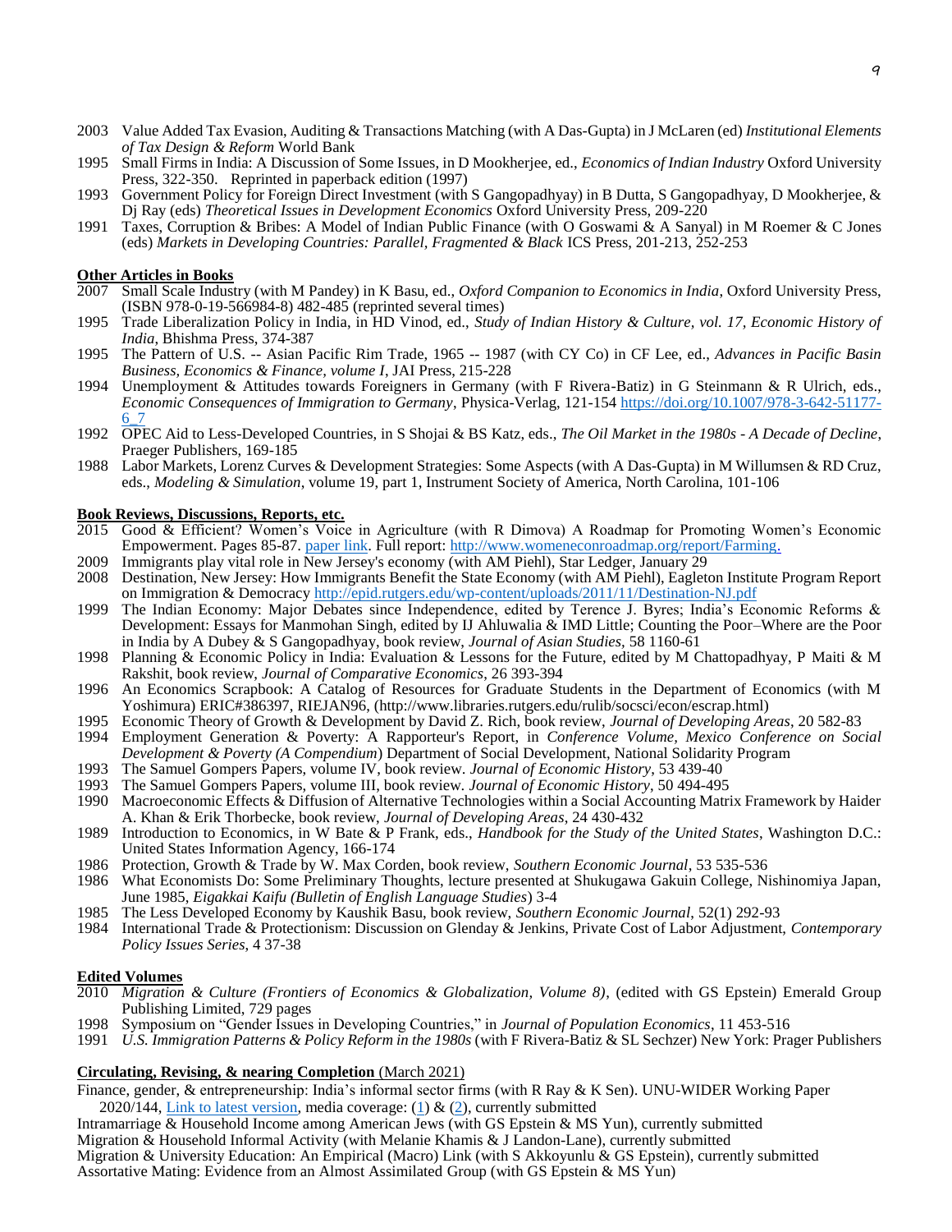2003 Value Added Tax Evasion, Auditing & Transactions Matching (with A Das-Gupta) in J McLaren (ed) *Institutional Elements of Tax Design & Reform* World Bank

1995 Small Firms in India: A Discussion of Some Issues, in D Mookherjee, ed., *Economics of Indian Industry* Oxford University Press, 322-350. Reprinted in paperback edition (1997)

1993 Government Policy for Foreign Direct Investment (with S Gangopadhyay) in B Dutta, S Gangopadhyay, D Mookherjee, & Dj Ray (eds) *Theoretical Issues in Development Economics* Oxford University Press, 209-220

1991 Taxes, Corruption & Bribes: A Model of Indian Public Finance (with O Goswami & A Sanyal) in M Roemer & C Jones (eds) *Markets in Developing Countries: Parallel, Fragmented & Black* ICS Press, 201-213, 252-253

**Other Articles in Books**

2007 Small Scale Industry (with M Pandey) in K Basu, ed., *Oxford Companion to Economics in India*, Oxford University Press, (ISBN 978-0-19-566984-8) 482-485 (reprinted several times)

1995 Trade Liberalization Policy in India, in HD Vinod, ed., *Study of Indian History & Culture, vol. 17, Economic History of India*, Bhishma Press, 374-387

1995 The Pattern of U.S. -- Asian Pacific Rim Trade, 1965 -- 1987 (with CY Co) in CF Lee, ed., *Advances in Pacific Basin Business, Economics & Finance, volume I*, JAI Press, 215-228

1994 Unemployment & Attitudes towards Foreigners in Germany (with F Rivera-Batiz) in G Steinmann & R Ulrich, eds., *Economic Consequences of Immigration to Germany*, Physica-Verlag, 121-154 https://doi.org/10.1007/978-3-642-51177-6_7

1992 OPEC Aid to Less-Developed Countries, in S Shojai & BS Katz, eds., *The Oil Market in the 1980s - A Decade of Decline*, Praeger Publishers, 169-185

1988 Labor Markets, Lorenz Curves & Development Strategies: Some Aspects (with A Das-Gupta) in M Willumsen & RD Cruz, eds., *Modeling & Simulation*, volume 19, part 1, Instrument Society of America, North Carolina, 101-106

**Book Reviews, Discussions, Reports, etc.**

2015 Good & Efficient? Women's Voice in Agriculture (with R Dimova) A Roadmap for Promoting Women's Economic Empowerment. Pages 85-87. paper link. Full report: http://www.womeneconroadmap.org/report/Farming.

2009 Immigrants play vital role in New Jersey's economy (with AM Piehl), Star Ledger, January 29

2008 Destination, New Jersey: How Immigrants Benefit the State Economy (with AM Piehl), Eagleton Institute Program Report on Immigration & Democracy http://epid.rutgers.edu/wp-content/uploads/2011/11/Destination-NJ.pdf

1999 The Indian Economy: Major Debates since Independence, edited by Terence J. Byres; India's Economic Reforms & Development: Essays for Manmohan Singh, edited by IJ Ahluwalia & IMD Little; Counting the Poor–Where are the Poor in India by A Dubey & S Gangopadhyay, book review, *Journal of Asian Studies*, 58 1160-61

1998 Planning & Economic Policy in India: Evaluation & Lessons for the Future, edited by M Chattopadhyay, P Maiti & M Rakshit, book review, *Journal of Comparative Economics*, 26 393-394

1996 An Economics Scrapbook: A Catalog of Resources for Graduate Students in the Department of Economics (with M Yoshimura) ERIC#386397, RIEJAN96, (http://www.libraries.rutgers.edu/rulib/socsci/econ/escrap.html)

1995 Economic Theory of Growth & Development by David Z. Rich, book review, *Journal of Developing Areas*, 20 582-83

1994 Employment Generation & Poverty: A Rapporteur's Report, in *Conference Volume, Mexico Conference on Social Development & Poverty (A Compendium*) Department of Social Development, National Solidarity Program

1993 The Samuel Gompers Papers, volume IV, book review. *Journal of Economic History*, 53 439-40

1993 The Samuel Gompers Papers, volume III, book review. *Journal of Economic History*, 50 494-495

1990 Macroeconomic Effects & Diffusion of Alternative Technologies within a Social Accounting Matrix Framework by Haider A. Khan & Erik Thorbecke, book review, *Journal of Developing Areas*, 24 430-432

1989 Introduction to Economics, in W Bate & P Frank, eds., *Handbook for the Study of the United States*, Washington D.C.: United States Information Agency, 166-174

1986 Protection, Growth & Trade by W. Max Corden, book review, *Southern Economic Journal*, 53 535-536

1986 What Economists Do: Some Preliminary Thoughts, lecture presented at Shukugawa Gakuin College, Nishinomiya Japan, June 1985, *Eigakkai Kaifu (Bulletin of English Language Studies*) 3-4

1985 The Less Developed Economy by Kaushik Basu, book review, *Southern Economic Journal*, 52(1) 292-93

1984 International Trade & Protectionism: Discussion on Glenday & Jenkins, Private Cost of Labor Adjustment, *Contemporary Policy Issues Series*, 4 37-38

**Edited Volumes**

2010 *Migration & Culture (Frontiers of Economics & Globalization, Volume 8)*, (edited with GS Epstein) Emerald Group Publishing Limited, 729 pages

1998 Symposium on "Gender Issues in Developing Countries," in *Journal of Population Economics*, 11 453-516

1991 *U.S. Immigration Patterns & Policy Reform in the 1980s* (with F Rivera-Batiz & SL Sechzer) New York: Prager Publishers

**Circulating, Revising, & nearing Completion** (March 2021)

Finance, gender, & entrepreneurship: India's informal sector firms (with R Ray & K Sen). UNU-WIDER Working Paper 2020/144, Link to latest version, media coverage: (1) & (2), currently submitted

Intramarriage & Household Income among American Jews (with GS Epstein & MS Yun), currently submitted

Migration & Household Informal Activity (with Melanie Khamis & J Landon-Lane), currently submitted

Migration & University Education: An Empirical (Macro) Link (with S Akkoyunlu & GS Epstein), currently submitted

Assortative Mating: Evidence from an Almost Assimilated Group (with GS Epstein & MS Yun)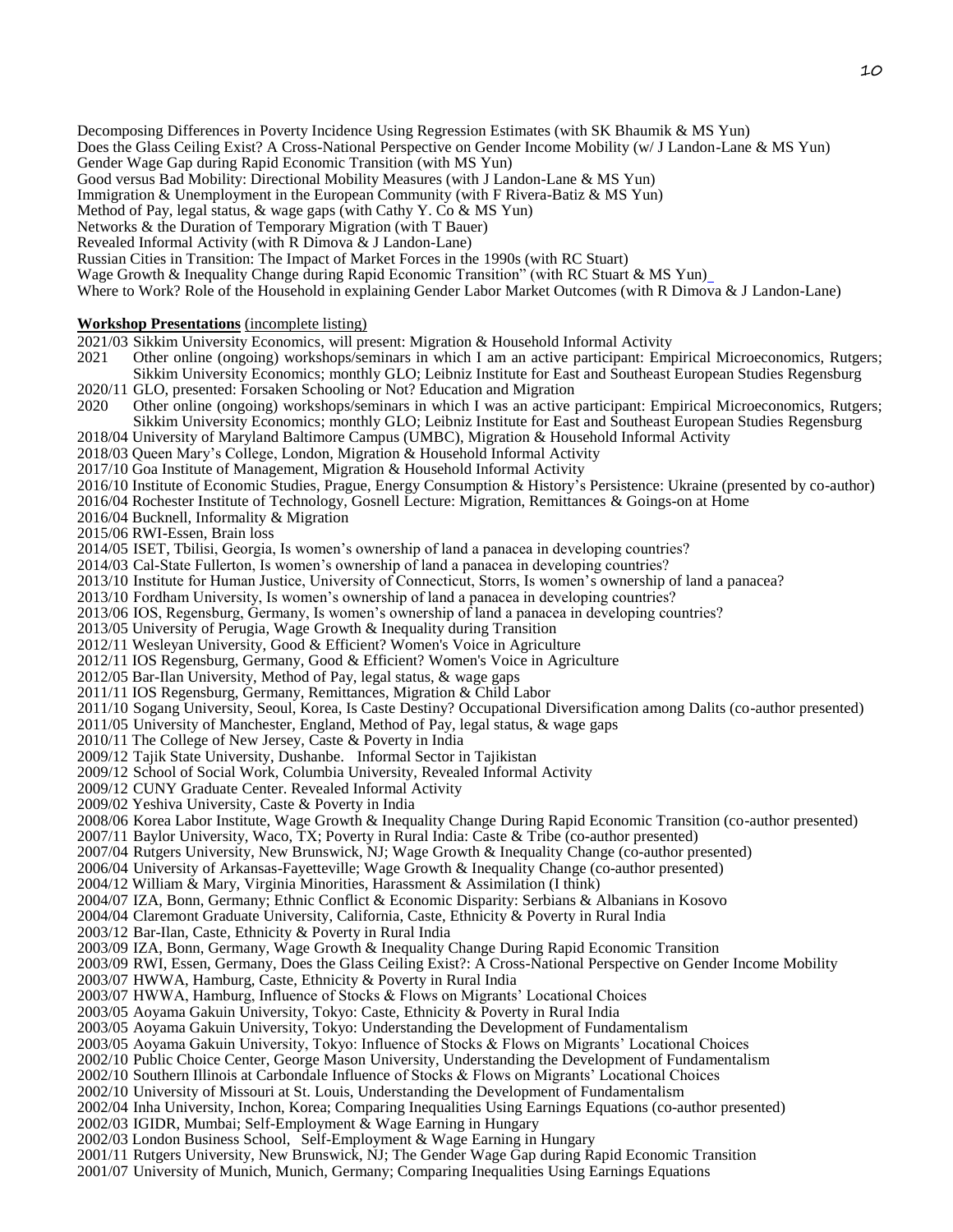Decomposing Differences in Poverty Incidence Using Regression Estimates (with SK Bhaumik & MS Yun)
Does the Glass Ceiling Exist? A Cross-National Perspective on Gender Income Mobility (w/ J Landon-Lane & MS Yun)
Gender Wage Gap during Rapid Economic Transition (with MS Yun)
Good versus Bad Mobility: Directional Mobility Measures (with J Landon-Lane & MS Yun)
Immigration & Unemployment in the European Community (with F Rivera-Batiz & MS Yun)
Method of Pay, legal status, & wage gaps (with Cathy Y. Co & MS Yun)
Networks & the Duration of Temporary Migration (with T Bauer)
Revealed Informal Activity (with R Dimova & J Landon-Lane)
Russian Cities in Transition: The Impact of Market Forces in the 1990s (with RC Stuart)
Wage Growth & Inequality Change during Rapid Economic Transition" (with RC Stuart & MS Yun)
Where to Work? Role of the Household in explaining Gender Labor Market Outcomes (with R Dimova & J Landon-Lane)

**Workshop Presentations** (incomplete listing)

2021/03 Sikkim University Economics, will present: Migration & Household Informal Activity
2021 Other online (ongoing) workshops/seminars in which I am an active participant: Empirical Microeconomics, Rutgers; Sikkim University Economics; monthly GLO; Leibniz Institute for East and Southeast European Studies Regensburg
2020/11 GLO, presented: Forsaken Schooling or Not? Education and Migration
2020 Other online (ongoing) workshops/seminars in which I was an active participant: Empirical Microeconomics, Rutgers; Sikkim University Economics; monthly GLO; Leibniz Institute for East and Southeast European Studies Regensburg
2018/04 University of Maryland Baltimore Campus (UMBC), Migration & Household Informal Activity
2018/03 Queen Mary's College, London, Migration & Household Informal Activity
2017/10 Goa Institute of Management, Migration & Household Informal Activity
2016/10 Institute of Economic Studies, Prague, Energy Consumption & History's Persistence: Ukraine (presented by co-author)
2016/04 Rochester Institute of Technology, Gosnell Lecture: Migration, Remittances & Goings-on at Home
2016/04 Bucknell, Informality & Migration
2015/06 RWI-Essen, Brain loss
2014/05 ISET, Tbilisi, Georgia, Is women's ownership of land a panacea in developing countries?
2014/03 Cal-State Fullerton, Is women's ownership of land a panacea in developing countries?
2013/10 Institute for Human Justice, University of Connecticut, Storrs, Is women's ownership of land a panacea?
2013/10 Fordham University, Is women's ownership of land a panacea in developing countries?
2013/06 IOS, Regensburg, Germany, Is women's ownership of land a panacea in developing countries?
2013/05 University of Perugia, Wage Growth & Inequality during Transition
2012/11 Wesleyan University, Good & Efficient? Women's Voice in Agriculture
2012/11 IOS Regensburg, Germany, Good & Efficient? Women's Voice in Agriculture
2012/05 Bar-Ilan University, Method of Pay, legal status, & wage gaps
2011/11 IOS Regensburg, Germany, Remittances, Migration & Child Labor
2011/10 Sogang University, Seoul, Korea, Is Caste Destiny? Occupational Diversification among Dalits (co-author presented)
2011/05 University of Manchester, England, Method of Pay, legal status, & wage gaps
2010/11 The College of New Jersey, Caste & Poverty in India
2009/12 Tajik State University, Dushanbe. Informal Sector in Tajikistan
2009/12 School of Social Work, Columbia University, Revealed Informal Activity
2009/12 CUNY Graduate Center. Revealed Informal Activity
2009/02 Yeshiva University, Caste & Poverty in India
2008/06 Korea Labor Institute, Wage Growth & Inequality Change During Rapid Economic Transition (co-author presented)
2007/11 Baylor University, Waco, TX; Poverty in Rural India: Caste & Tribe (co-author presented)
2007/04 Rutgers University, New Brunswick, NJ; Wage Growth & Inequality Change (co-author presented)
2006/04 University of Arkansas-Fayetteville; Wage Growth & Inequality Change (co-author presented)
2004/12 William & Mary, Virginia Minorities, Harassment & Assimilation (I think)
2004/07 IZA, Bonn, Germany; Ethnic Conflict & Economic Disparity: Serbians & Albanians in Kosovo
2004/04 Claremont Graduate University, California, Caste, Ethnicity & Poverty in Rural India
2003/12 Bar-Ilan, Caste, Ethnicity & Poverty in Rural India
2003/09 IZA, Bonn, Germany, Wage Growth & Inequality Change During Rapid Economic Transition
2003/09 RWI, Essen, Germany, Does the Glass Ceiling Exist?: A Cross-National Perspective on Gender Income Mobility
2003/07 HWWA, Hamburg, Caste, Ethnicity & Poverty in Rural India
2003/07 HWWA, Hamburg, Influence of Stocks & Flows on Migrants' Locational Choices
2003/05 Aoyama Gakuin University, Tokyo: Caste, Ethnicity & Poverty in Rural India
2003/05 Aoyama Gakuin University, Tokyo: Understanding the Development of Fundamentalism
2003/05 Aoyama Gakuin University, Tokyo: Influence of Stocks & Flows on Migrants' Locational Choices
2002/10 Public Choice Center, George Mason University, Understanding the Development of Fundamentalism
2002/10 Southern Illinois at Carbondale Influence of Stocks & Flows on Migrants' Locational Choices
2002/10 University of Missouri at St. Louis, Understanding the Development of Fundamentalism
2002/04 Inha University, Inchon, Korea; Comparing Inequalities Using Earnings Equations (co-author presented)
2002/03 IGIDR, Mumbai; Self-Employment & Wage Earning in Hungary
2002/03 London Business School, Self-Employment & Wage Earning in Hungary
2001/11 Rutgers University, New Brunswick, NJ; The Gender Wage Gap during Rapid Economic Transition
2001/07 University of Munich, Munich, Germany; Comparing Inequalities Using Earnings Equations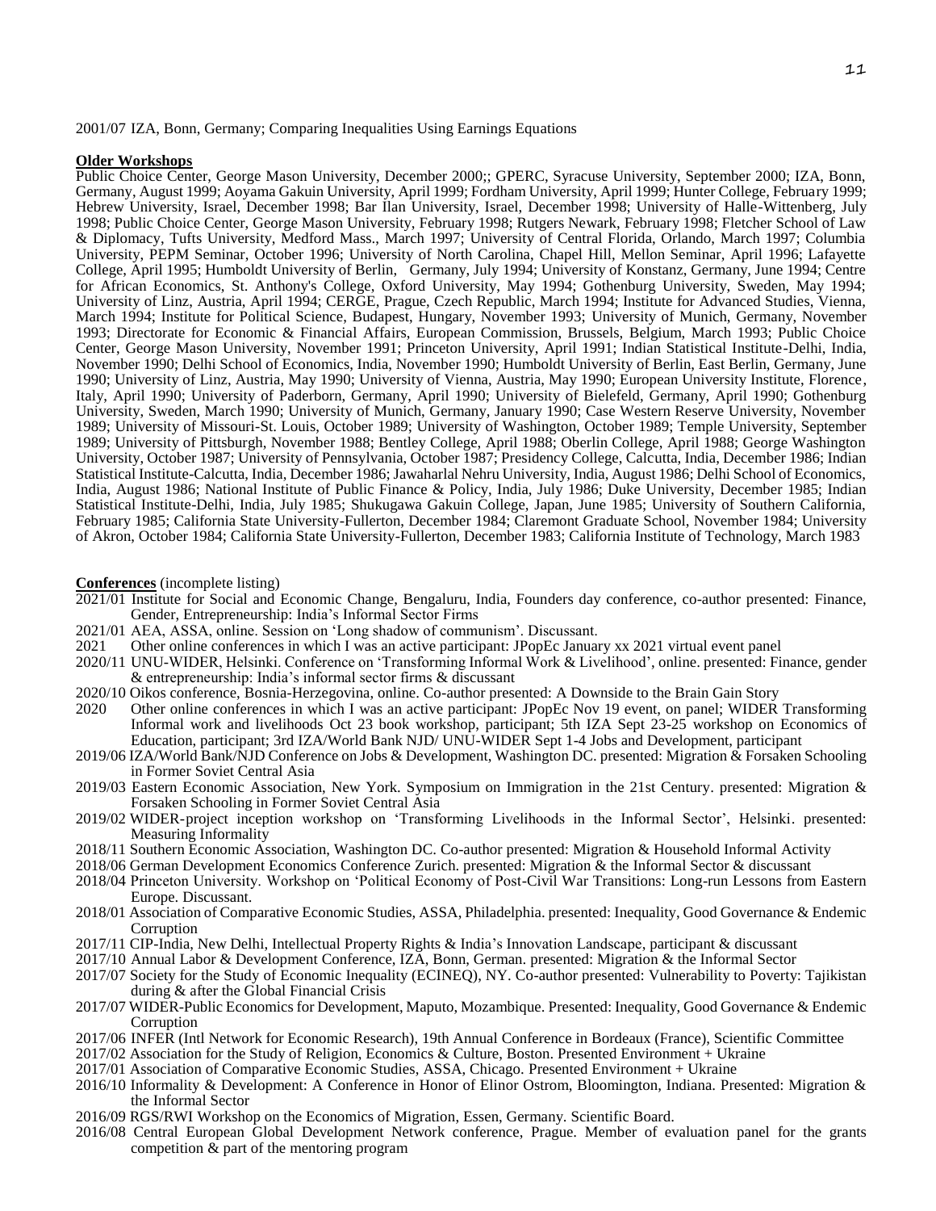2001/07 IZA, Bonn, Germany; Comparing Inequalities Using Earnings Equations

**Older Workshops**

Public Choice Center, George Mason University, December 2000;; GPERC, Syracuse University, September 2000; IZA, Bonn, Germany, August 1999; Aoyama Gakuin University, April 1999; Fordham University, April 1999; Hunter College, February 1999; Hebrew University, Israel, December 1998; Bar Ilan University, Israel, December 1998; University of Halle-Wittenberg, July 1998; Public Choice Center, George Mason University, February 1998; Rutgers Newark, February 1998; Fletcher School of Law & Diplomacy, Tufts University, Medford Mass., March 1997; University of Central Florida, Orlando, March 1997; Columbia University, PEPM Seminar, October 1996; University of North Carolina, Chapel Hill, Mellon Seminar, April 1996; Lafayette College, April 1995; Humboldt University of Berlin, Germany, July 1994; University of Konstanz, Germany, June 1994; Centre for African Economics, St. Anthony's College, Oxford University, May 1994; Gothenburg University, Sweden, May 1994; University of Linz, Austria, April 1994; CERGE, Prague, Czech Republic, March 1994; Institute for Advanced Studies, Vienna, March 1994; Institute for Political Science, Budapest, Hungary, November 1993; University of Munich, Germany, November 1993; Directorate for Economic & Financial Affairs, European Commission, Brussels, Belgium, March 1993; Public Choice Center, George Mason University, November 1991; Princeton University, April 1991; Indian Statistical Institute-Delhi, India, November 1990; Delhi School of Economics, India, November 1990; Humboldt University of Berlin, East Berlin, Germany, June 1990; University of Linz, Austria, May 1990; University of Vienna, Austria, May 1990; European University Institute, Florence, Italy, April 1990; University of Paderborn, Germany, April 1990; University of Bielefeld, Germany, April 1990; Gothenburg University, Sweden, March 1990; University of Munich, Germany, January 1990; Case Western Reserve University, November 1989; University of Missouri-St. Louis, October 1989; University of Washington, October 1989; Temple University, September 1989; University of Pittsburgh, November 1988; Bentley College, April 1988; Oberlin College, April 1988; George Washington University, October 1987; University of Pennsylvania, October 1987; Presidency College, Calcutta, India, December 1986; Indian Statistical Institute-Calcutta, India, December 1986; Jawaharlal Nehru University, India, August 1986; Delhi School of Economics, India, August 1986; National Institute of Public Finance & Policy, India, July 1986; Duke University, December 1985; Indian Statistical Institute-Delhi, India, July 1985; Shukugawa Gakuin College, Japan, June 1985; University of Southern California, February 1985; California State University-Fullerton, December 1984; Claremont Graduate School, November 1984; University of Akron, October 1984; California State University-Fullerton, December 1983; California Institute of Technology, March 1983

**Conferences** (incomplete listing)

2021/01 Institute for Social and Economic Change, Bengaluru, India, Founders day conference, co-author presented: Finance, Gender, Entrepreneurship: India's Informal Sector Firms

2021/01 AEA, ASSA, online. Session on 'Long shadow of communism'. Discussant.

2021 Other online conferences in which I was an active participant: JPopEc January xx 2021 virtual event panel

2020/11 UNU-WIDER, Helsinki. Conference on 'Transforming Informal Work & Livelihood', online. presented: Finance, gender & entrepreneurship: India's informal sector firms & discussant

2020/10 Oikos conference, Bosnia-Herzegovina, online. Co-author presented: A Downside to the Brain Gain Story

2020 Other online conferences in which I was an active participant: JPopEc Nov 19 event, on panel; WIDER Transforming Informal work and livelihoods Oct 23 book workshop, participant; 5th IZA Sept 23-25 workshop on Economics of Education, participant; 3rd IZA/World Bank NJD/ UNU-WIDER Sept 1-4 Jobs and Development, participant

2019/06 IZA/World Bank/NJD Conference on Jobs & Development, Washington DC. presented: Migration & Forsaken Schooling in Former Soviet Central Asia

2019/03 Eastern Economic Association, New York. Symposium on Immigration in the 21st Century. presented: Migration & Forsaken Schooling in Former Soviet Central Asia

2019/02 WIDER-project inception workshop on 'Transforming Livelihoods in the Informal Sector', Helsinki. presented: Measuring Informality

2018/11 Southern Economic Association, Washington DC. Co-author presented: Migration & Household Informal Activity

2018/06 German Development Economics Conference Zurich. presented: Migration & the Informal Sector & discussant

2018/04 Princeton University. Workshop on 'Political Economy of Post-Civil War Transitions: Long-run Lessons from Eastern Europe. Discussant.

2018/01 Association of Comparative Economic Studies, ASSA, Philadelphia. presented: Inequality, Good Governance & Endemic Corruption

2017/11 CIP-India, New Delhi, Intellectual Property Rights & India's Innovation Landscape, participant & discussant

2017/10 Annual Labor & Development Conference, IZA, Bonn, German. presented: Migration & the Informal Sector

2017/07 Society for the Study of Economic Inequality (ECINEQ), NY. Co-author presented: Vulnerability to Poverty: Tajikistan during & after the Global Financial Crisis

2017/07 WIDER-Public Economics for Development, Maputo, Mozambique. Presented: Inequality, Good Governance & Endemic Corruption

2017/06 INFER (Intl Network for Economic Research), 19th Annual Conference in Bordeaux (France), Scientific Committee

2017/02 Association for the Study of Religion, Economics & Culture, Boston. Presented Environment + Ukraine

2017/01 Association of Comparative Economic Studies, ASSA, Chicago. Presented Environment + Ukraine

2016/10 Informality & Development: A Conference in Honor of Elinor Ostrom, Bloomington, Indiana. Presented: Migration & the Informal Sector

2016/09 RGS/RWI Workshop on the Economics of Migration, Essen, Germany. Scientific Board.

2016/08 Central European Global Development Network conference, Prague. Member of evaluation panel for the grants competition & part of the mentoring program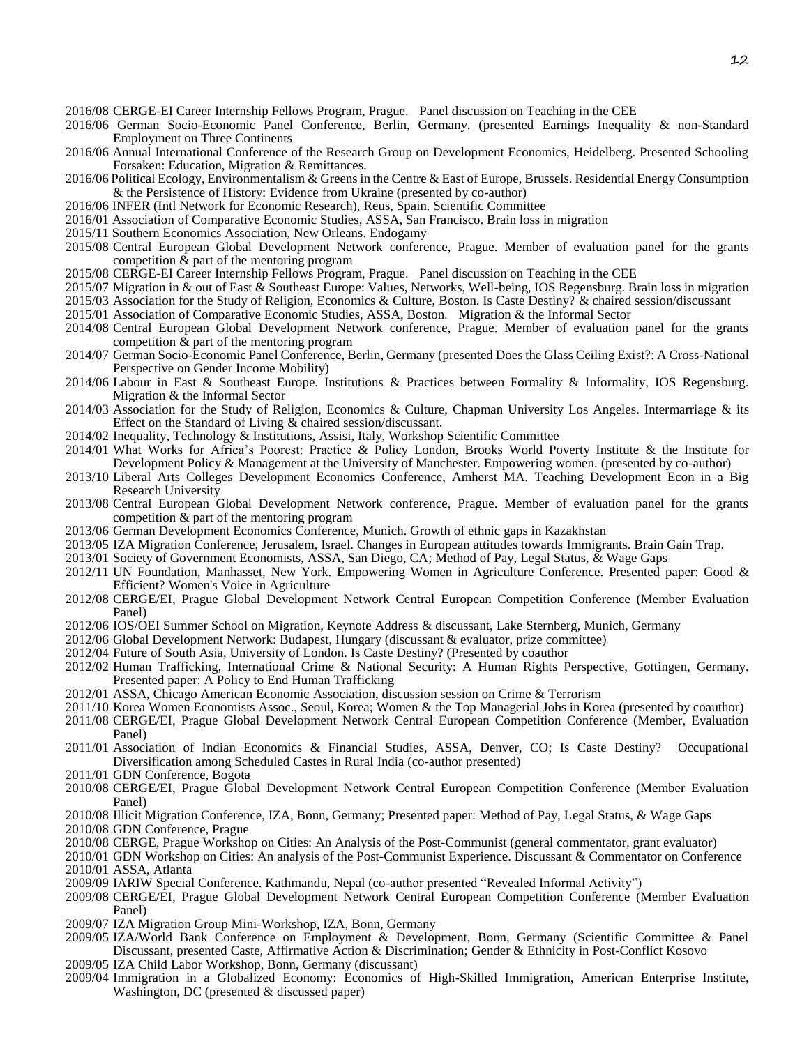2016/08 CERGE-EI Career Internship Fellows Program, Prague. Panel discussion on Teaching in the CEE
2016/06 German Socio-Economic Panel Conference, Berlin, Germany. (presented Earnings Inequality & non-Standard Employment on Three Continents
2016/06 Annual International Conference of the Research Group on Development Economics, Heidelberg. Presented Schooling Forsaken: Education, Migration & Remittances.
2016/06 Political Ecology, Environmentalism & Greens in the Centre & East of Europe, Brussels. Residential Energy Consumption & the Persistence of History: Evidence from Ukraine (presented by co-author)
2016/06 INFER (Intl Network for Economic Research), Reus, Spain. Scientific Committee
2016/01 Association of Comparative Economic Studies, ASSA, San Francisco. Brain loss in migration
2015/11 Southern Economics Association, New Orleans. Endogamy
2015/08 Central European Global Development Network conference, Prague. Member of evaluation panel for the grants competition & part of the mentoring program
2015/08 CERGE-EI Career Internship Fellows Program, Prague. Panel discussion on Teaching in the CEE
2015/07 Migration in & out of East & Southeast Europe: Values, Networks, Well-being, IOS Regensburg. Brain loss in migration
2015/03 Association for the Study of Religion, Economics & Culture, Boston. Is Caste Destiny? & chaired session/discussant
2015/01 Association of Comparative Economic Studies, ASSA, Boston. Migration & the Informal Sector
2014/08 Central European Global Development Network conference, Prague. Member of evaluation panel for the grants competition & part of the mentoring program
2014/07 German Socio-Economic Panel Conference, Berlin, Germany (presented Does the Glass Ceiling Exist?: A Cross-National Perspective on Gender Income Mobility)
2014/06 Labour in East & Southeast Europe. Institutions & Practices between Formality & Informality, IOS Regensburg. Migration & the Informal Sector
2014/03 Association for the Study of Religion, Economics & Culture, Chapman University Los Angeles. Intermarriage & its Effect on the Standard of Living & chaired session/discussant.
2014/02 Inequality, Technology & Institutions, Assisi, Italy, Workshop Scientific Committee
2014/01 What Works for Africa's Poorest: Practice & Policy London, Brooks World Poverty Institute & the Institute for Development Policy & Management at the University of Manchester. Empowering women. (presented by co-author)
2013/10 Liberal Arts Colleges Development Economics Conference, Amherst MA. Teaching Development Econ in a Big Research University
2013/08 Central European Global Development Network conference, Prague. Member of evaluation panel for the grants competition & part of the mentoring program
2013/06 German Development Economics Conference, Munich. Growth of ethnic gaps in Kazakhstan
2013/05 IZA Migration Conference, Jerusalem, Israel. Changes in European attitudes towards Immigrants. Brain Gain Trap.
2013/01 Society of Government Economists, ASSA, San Diego, CA; Method of Pay, Legal Status, & Wage Gaps
2012/11 UN Foundation, Manhasset, New York. Empowering Women in Agriculture Conference. Presented paper: Good & Efficient? Women's Voice in Agriculture
2012/08 CERGE/EI, Prague Global Development Network Central European Competition Conference (Member Evaluation Panel)
2012/06 IOS/OEI Summer School on Migration, Keynote Address & discussant, Lake Sternberg, Munich, Germany
2012/06 Global Development Network: Budapest, Hungary (discussant & evaluator, prize committee)
2012/04 Future of South Asia, University of London. Is Caste Destiny? (Presented by coauthor
2012/02 Human Trafficking, International Crime & National Security: A Human Rights Perspective, Gottingen, Germany. Presented paper: A Policy to End Human Trafficking
2012/01 ASSA, Chicago American Economic Association, discussion session on Crime & Terrorism
2011/10 Korea Women Economists Assoc., Seoul, Korea; Women & the Top Managerial Jobs in Korea (presented by coauthor)
2011/08 CERGE/EI, Prague Global Development Network Central European Competition Conference (Member, Evaluation Panel)
2011/01 Association of Indian Economics & Financial Studies, ASSA, Denver, CO; Is Caste Destiny? Occupational Diversification among Scheduled Castes in Rural India (co-author presented)
2011/01 GDN Conference, Bogota
2010/08 CERGE/EI, Prague Global Development Network Central European Competition Conference (Member Evaluation Panel)
2010/08 Illicit Migration Conference, IZA, Bonn, Germany; Presented paper: Method of Pay, Legal Status, & Wage Gaps
2010/08 GDN Conference, Prague
2010/08 CERGE, Prague Workshop on Cities: An Analysis of the Post-Communist (general commentator, grant evaluator)
2010/01 GDN Workshop on Cities: An analysis of the Post-Communist Experience. Discussant & Commentator on Conference
2010/01 ASSA, Atlanta
2009/09 IARIW Special Conference. Kathmandu, Nepal (co-author presented "Revealed Informal Activity")
2009/08 CERGE/EI, Prague Global Development Network Central European Competition Conference (Member Evaluation Panel)
2009/07 IZA Migration Group Mini-Workshop, IZA, Bonn, Germany
2009/05 IZA/World Bank Conference on Employment & Development, Bonn, Germany (Scientific Committee & Panel Discussant, presented Caste, Affirmative Action & Discrimination; Gender & Ethnicity in Post-Conflict Kosovo
2009/05 IZA Child Labor Workshop, Bonn, Germany (discussant)
2009/04 Immigration in a Globalized Economy: Economics of High-Skilled Immigration, American Enterprise Institute, Washington, DC (presented & discussed paper)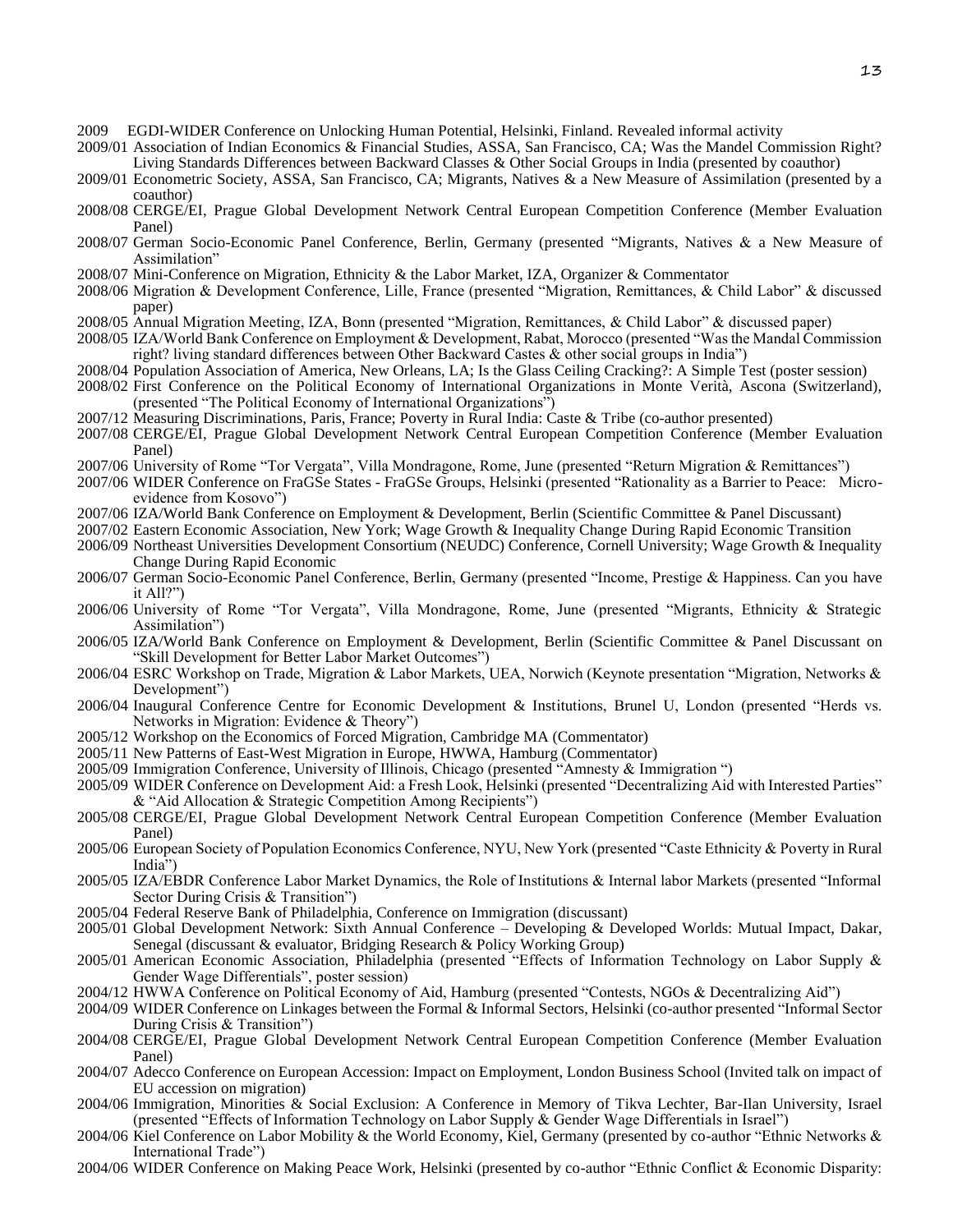2009 EGDI-WIDER Conference on Unlocking Human Potential, Helsinki, Finland. Revealed informal activity

2009/01 Association of Indian Economics & Financial Studies, ASSA, San Francisco, CA; Was the Mandel Commission Right? Living Standards Differences between Backward Classes & Other Social Groups in India (presented by coauthor)

2009/01 Econometric Society, ASSA, San Francisco, CA; Migrants, Natives & a New Measure of Assimilation (presented by a coauthor)

2008/08 CERGE/EI, Prague Global Development Network Central European Competition Conference (Member Evaluation Panel)

2008/07 German Socio-Economic Panel Conference, Berlin, Germany (presented "Migrants, Natives & a New Measure of Assimilation"

2008/07 Mini-Conference on Migration, Ethnicity & the Labor Market, IZA, Organizer & Commentator

2008/06 Migration & Development Conference, Lille, France (presented "Migration, Remittances, & Child Labor" & discussed paper)

2008/05 Annual Migration Meeting, IZA, Bonn (presented "Migration, Remittances, & Child Labor" & discussed paper)

2008/05 IZA/World Bank Conference on Employment & Development, Rabat, Morocco (presented "Was the Mandal Commission right? living standard differences between Other Backward Castes & other social groups in India")

2008/04 Population Association of America, New Orleans, LA; Is the Glass Ceiling Cracking?: A Simple Test (poster session)

2008/02 First Conference on the Political Economy of International Organizations in Monte Verità, Ascona (Switzerland), (presented "The Political Economy of International Organizations")

2007/12 Measuring Discriminations, Paris, France; Poverty in Rural India: Caste & Tribe (co-author presented)

2007/08 CERGE/EI, Prague Global Development Network Central European Competition Conference (Member Evaluation Panel)

2007/06 University of Rome "Tor Vergata", Villa Mondragone, Rome, June (presented "Return Migration & Remittances")

2007/06 WIDER Conference on FraGSe States - FraGSe Groups, Helsinki (presented "Rationality as a Barrier to Peace: Micro-evidence from Kosovo")

2007/06 IZA/World Bank Conference on Employment & Development, Berlin (Scientific Committee & Panel Discussant)

2007/02 Eastern Economic Association, New York; Wage Growth & Inequality Change During Rapid Economic Transition

2006/09 Northeast Universities Development Consortium (NEUDC) Conference, Cornell University; Wage Growth & Inequality Change During Rapid Economic

2006/07 German Socio-Economic Panel Conference, Berlin, Germany (presented "Income, Prestige & Happiness. Can you have it All?")

2006/06 University of Rome "Tor Vergata", Villa Mondragone, Rome, June (presented "Migrants, Ethnicity & Strategic Assimilation")

2006/05 IZA/World Bank Conference on Employment & Development, Berlin (Scientific Committee & Panel Discussant on "Skill Development for Better Labor Market Outcomes")

2006/04 ESRC Workshop on Trade, Migration & Labor Markets, UEA, Norwich (Keynote presentation "Migration, Networks & Development")

2006/04 Inaugural Conference Centre for Economic Development & Institutions, Brunel U, London (presented "Herds vs. Networks in Migration: Evidence & Theory")

2005/12 Workshop on the Economics of Forced Migration, Cambridge MA (Commentator)

2005/11 New Patterns of East-West Migration in Europe, HWWA, Hamburg (Commentator)

2005/09 Immigration Conference, University of Illinois, Chicago (presented "Amnesty & Immigration ")

2005/09 WIDER Conference on Development Aid: a Fresh Look, Helsinki (presented "Decentralizing Aid with Interested Parties" & "Aid Allocation & Strategic Competition Among Recipients")

2005/08 CERGE/EI, Prague Global Development Network Central European Competition Conference (Member Evaluation Panel)

2005/06 European Society of Population Economics Conference, NYU, New York (presented "Caste Ethnicity & Poverty in Rural India")

2005/05 IZA/EBDR Conference Labor Market Dynamics, the Role of Institutions & Internal labor Markets (presented "Informal Sector During Crisis & Transition")

2005/04 Federal Reserve Bank of Philadelphia, Conference on Immigration (discussant)

2005/01 Global Development Network: Sixth Annual Conference – Developing & Developed Worlds: Mutual Impact, Dakar, Senegal (discussant & evaluator, Bridging Research & Policy Working Group)

2005/01 American Economic Association, Philadelphia (presented "Effects of Information Technology on Labor Supply & Gender Wage Differentials", poster session)

2004/12 HWWA Conference on Political Economy of Aid, Hamburg (presented "Contests, NGOs & Decentralizing Aid")

2004/09 WIDER Conference on Linkages between the Formal & Informal Sectors, Helsinki (co-author presented "Informal Sector During Crisis & Transition")

2004/08 CERGE/EI, Prague Global Development Network Central European Competition Conference (Member Evaluation Panel)

2004/07 Adecco Conference on European Accession: Impact on Employment, London Business School (Invited talk on impact of EU accession on migration)

2004/06 Immigration, Minorities & Social Exclusion: A Conference in Memory of Tikva Lechter, Bar-Ilan University, Israel (presented "Effects of Information Technology on Labor Supply & Gender Wage Differentials in Israel")

2004/06 Kiel Conference on Labor Mobility & the World Economy, Kiel, Germany (presented by co-author "Ethnic Networks & International Trade")

2004/06 WIDER Conference on Making Peace Work, Helsinki (presented by co-author "Ethnic Conflict & Economic Disparity: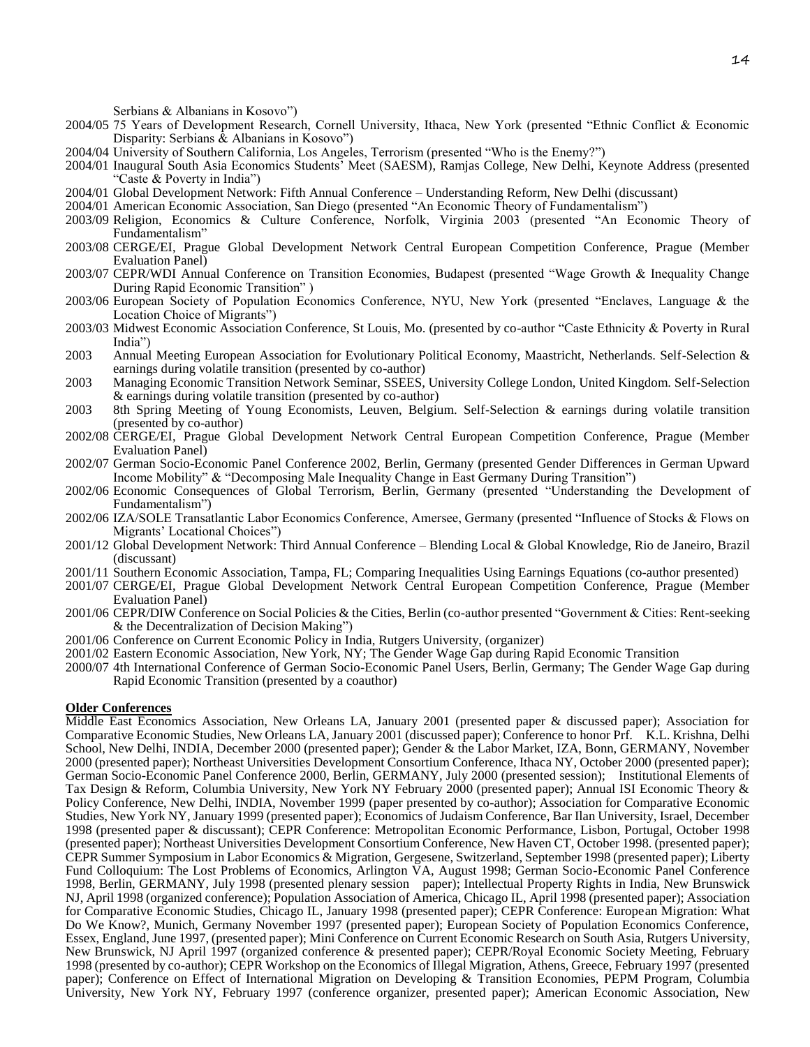Serbians & Albanians in Kosovo")

2004/05 75 Years of Development Research, Cornell University, Ithaca, New York (presented "Ethnic Conflict & Economic Disparity: Serbians & Albanians in Kosovo")

2004/04 University of Southern California, Los Angeles, Terrorism (presented "Who is the Enemy?")

2004/01 Inaugural South Asia Economics Students' Meet (SAESM), Ramjas College, New Delhi, Keynote Address (presented "Caste & Poverty in India")

2004/01 Global Development Network: Fifth Annual Conference – Understanding Reform, New Delhi (discussant)

2004/01 American Economic Association, San Diego (presented "An Economic Theory of Fundamentalism")

2003/09 Religion, Economics & Culture Conference, Norfolk, Virginia 2003 (presented "An Economic Theory of Fundamentalism"

2003/08 CERGE/EI, Prague Global Development Network Central European Competition Conference, Prague (Member Evaluation Panel)

2003/07 CEPR/WDI Annual Conference on Transition Economies, Budapest (presented "Wage Growth & Inequality Change During Rapid Economic Transition" )

2003/06 European Society of Population Economics Conference, NYU, New York (presented "Enclaves, Language & the Location Choice of Migrants")

2003/03 Midwest Economic Association Conference, St Louis, Mo. (presented by co-author "Caste Ethnicity & Poverty in Rural India")

2003 Annual Meeting European Association for Evolutionary Political Economy, Maastricht, Netherlands. Self-Selection & earnings during volatile transition (presented by co-author)

2003 Managing Economic Transition Network Seminar, SSEES, University College London, United Kingdom. Self-Selection & earnings during volatile transition (presented by co-author)

2003 8th Spring Meeting of Young Economists, Leuven, Belgium. Self-Selection & earnings during volatile transition (presented by co-author)

2002/08 CERGE/EI, Prague Global Development Network Central European Competition Conference, Prague (Member Evaluation Panel)

2002/07 German Socio-Economic Panel Conference 2002, Berlin, Germany (presented Gender Differences in German Upward Income Mobility" & "Decomposing Male Inequality Change in East Germany During Transition")

2002/06 Economic Consequences of Global Terrorism, Berlin, Germany (presented "Understanding the Development of Fundamentalism")

2002/06 IZA/SOLE Transatlantic Labor Economics Conference, Amersee, Germany (presented "Influence of Stocks & Flows on Migrants' Locational Choices")

2001/12 Global Development Network: Third Annual Conference – Blending Local & Global Knowledge, Rio de Janeiro, Brazil (discussant)

2001/11 Southern Economic Association, Tampa, FL; Comparing Inequalities Using Earnings Equations (co-author presented)

2001/07 CERGE/EI, Prague Global Development Network Central European Competition Conference, Prague (Member Evaluation Panel)

2001/06 CEPR/DIW Conference on Social Policies & the Cities, Berlin (co-author presented "Government & Cities: Rent-seeking & the Decentralization of Decision Making")

2001/06 Conference on Current Economic Policy in India, Rutgers University, (organizer)

2001/02 Eastern Economic Association, New York, NY; The Gender Wage Gap during Rapid Economic Transition

2000/07 4th International Conference of German Socio-Economic Panel Users, Berlin, Germany; The Gender Wage Gap during Rapid Economic Transition (presented by a coauthor)

**Older Conferences**

Middle East Economics Association, New Orleans LA, January 2001 (presented paper & discussed paper); Association for Comparative Economic Studies, New Orleans LA, January 2001 (discussed paper); Conference to honor Prf. K.L. Krishna, Delhi School, New Delhi, INDIA, December 2000 (presented paper); Gender & the Labor Market, IZA, Bonn, GERMANY, November 2000 (presented paper); Northeast Universities Development Consortium Conference, Ithaca NY, October 2000 (presented paper); German Socio-Economic Panel Conference 2000, Berlin, GERMANY, July 2000 (presented session); Institutional Elements of Tax Design & Reform, Columbia University, New York NY February 2000 (presented paper); Annual ISI Economic Theory & Policy Conference, New Delhi, INDIA, November 1999 (paper presented by co-author); Association for Comparative Economic Studies, New York NY, January 1999 (presented paper); Economics of Judaism Conference, Bar Ilan University, Israel, December 1998 (presented paper & discussant); CEPR Conference: Metropolitan Economic Performance, Lisbon, Portugal, October 1998 (presented paper); Northeast Universities Development Consortium Conference, New Haven CT, October 1998. (presented paper); CEPR Summer Symposium in Labor Economics & Migration, Gergesene, Switzerland, September 1998 (presented paper); Liberty Fund Colloquium: The Lost Problems of Economics, Arlington VA, August 1998; German Socio-Economic Panel Conference 1998, Berlin, GERMANY, July 1998 (presented plenary session paper); Intellectual Property Rights in India, New Brunswick NJ, April 1998 (organized conference); Population Association of America, Chicago IL, April 1998 (presented paper); Association for Comparative Economic Studies, Chicago IL, January 1998 (presented paper); CEPR Conference: European Migration: What Do We Know?, Munich, Germany November 1997 (presented paper); European Society of Population Economics Conference, Essex, England, June 1997, (presented paper); Mini Conference on Current Economic Research on South Asia, Rutgers University, New Brunswick, NJ April 1997 (organized conference & presented paper); CEPR/Royal Economic Society Meeting, February 1998 (presented by co-author); CEPR Workshop on the Economics of Illegal Migration, Athens, Greece, February 1997 (presented paper); Conference on Effect of International Migration on Developing & Transition Economies, PEPM Program, Columbia University, New York NY, February 1997 (conference organizer, presented paper); American Economic Association, New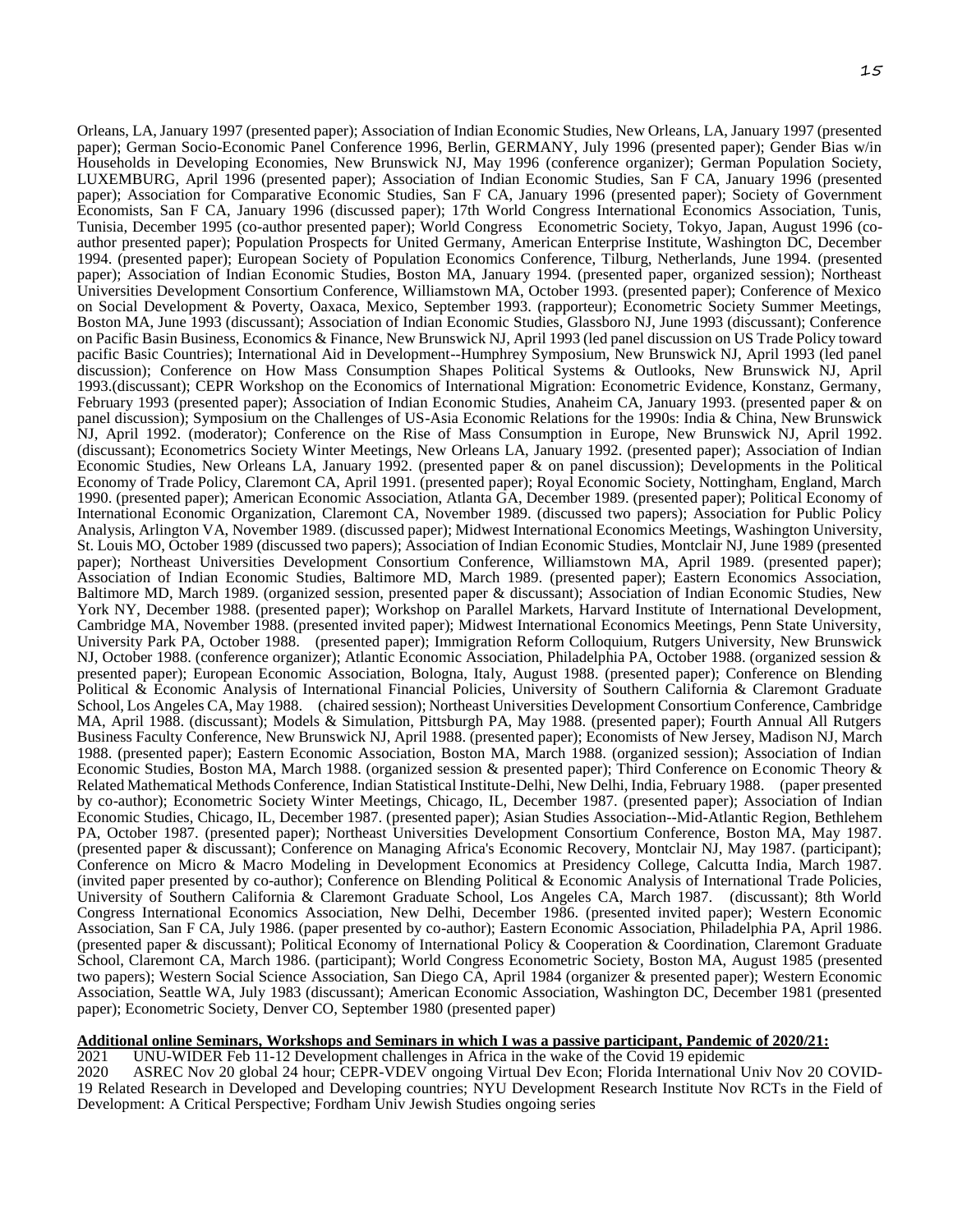Orleans, LA, January 1997 (presented paper); Association of Indian Economic Studies, New Orleans, LA, January 1997 (presented paper); German Socio-Economic Panel Conference 1996, Berlin, GERMANY, July 1996 (presented paper); Gender Bias w/in Households in Developing Economies, New Brunswick NJ, May 1996 (conference organizer); German Population Society, LUXEMBURG, April 1996 (presented paper); Association of Indian Economic Studies, San F CA, January 1996 (presented paper); Association for Comparative Economic Studies, San F CA, January 1996 (presented paper); Society of Government Economists, San F CA, January 1996 (discussed paper); 17th World Congress International Economics Association, Tunis, Tunisia, December 1995 (co-author presented paper); World Congress Econometric Society, Tokyo, Japan, August 1996 (co-author presented paper); Population Prospects for United Germany, American Enterprise Institute, Washington DC, December 1994. (presented paper); European Society of Population Economics Conference, Tilburg, Netherlands, June 1994. (presented paper); Association of Indian Economic Studies, Boston MA, January 1994. (presented paper, organized session); Northeast Universities Development Consortium Conference, Williamstown MA, October 1993. (presented paper); Conference of Mexico on Social Development & Poverty, Oaxaca, Mexico, September 1993. (rapporteur); Econometric Society Summer Meetings, Boston MA, June 1993 (discussant); Association of Indian Economic Studies, Glassboro NJ, June 1993 (discussant); Conference on Pacific Basin Business, Economics & Finance, New Brunswick NJ, April 1993 (led panel discussion on US Trade Policy toward pacific Basic Countries); International Aid in Development--Humphrey Symposium, New Brunswick NJ, April 1993 (led panel discussion); Conference on How Mass Consumption Shapes Political Systems & Outlooks, New Brunswick NJ, April 1993.(discussant); CEPR Workshop on the Economics of International Migration: Econometric Evidence, Konstanz, Germany, February 1993 (presented paper); Association of Indian Economic Studies, Anaheim CA, January 1993. (presented paper & on panel discussion); Symposium on the Challenges of US-Asia Economic Relations for the 1990s: India & China, New Brunswick NJ, April 1992. (moderator); Conference on the Rise of Mass Consumption in Europe, New Brunswick NJ, April 1992. (discussant); Econometrics Society Winter Meetings, New Orleans LA, January 1992. (presented paper); Association of Indian Economic Studies, New Orleans LA, January 1992. (presented paper & on panel discussion); Developments in the Political Economy of Trade Policy, Claremont CA, April 1991. (presented paper); Royal Economic Society, Nottingham, England, March 1990. (presented paper); American Economic Association, Atlanta GA, December 1989. (presented paper); Political Economy of International Economic Organization, Claremont CA, November 1989. (discussed two papers); Association for Public Policy Analysis, Arlington VA, November 1989. (discussed paper); Midwest International Economics Meetings, Washington University, St. Louis MO, October 1989 (discussed two papers); Association of Indian Economic Studies, Montclair NJ, June 1989 (presented paper); Northeast Universities Development Consortium Conference, Williamstown MA, April 1989. (presented paper); Association of Indian Economic Studies, Baltimore MD, March 1989. (presented paper); Eastern Economics Association, Baltimore MD, March 1989. (organized session, presented paper & discussant); Association of Indian Economic Studies, New York NY, December 1988. (presented paper); Workshop on Parallel Markets, Harvard Institute of International Development, Cambridge MA, November 1988. (presented invited paper); Midwest International Economics Meetings, Penn State University, University Park PA, October 1988. (presented paper); Immigration Reform Colloquium, Rutgers University, New Brunswick NJ, October 1988. (conference organizer); Atlantic Economic Association, Philadelphia PA, October 1988. (organized session & presented paper); European Economic Association, Bologna, Italy, August 1988. (presented paper); Conference on Blending Political & Economic Analysis of International Financial Policies, University of Southern California & Claremont Graduate School, Los Angeles CA, May 1988. (chaired session); Northeast Universities Development Consortium Conference, Cambridge MA, April 1988. (discussant); Models & Simulation, Pittsburgh PA, May 1988. (presented paper); Fourth Annual All Rutgers Business Faculty Conference, New Brunswick NJ, April 1988. (presented paper); Economists of New Jersey, Madison NJ, March 1988. (presented paper); Eastern Economic Association, Boston MA, March 1988. (organized session); Association of Indian Economic Studies, Boston MA, March 1988. (organized session & presented paper); Third Conference on Economic Theory & Related Mathematical Methods Conference, Indian Statistical Institute-Delhi, New Delhi, India, February 1988. (paper presented by co-author); Econometric Society Winter Meetings, Chicago, IL, December 1987. (presented paper); Association of Indian Economic Studies, Chicago, IL, December 1987. (presented paper); Asian Studies Association--Mid-Atlantic Region, Bethlehem PA, October 1987. (presented paper); Northeast Universities Development Consortium Conference, Boston MA, May 1987. (presented paper & discussant); Conference on Managing Africa's Economic Recovery, Montclair NJ, May 1987. (participant); Conference on Micro & Macro Modeling in Development Economics at Presidency College, Calcutta India, March 1987. (invited paper presented by co-author); Conference on Blending Political & Economic Analysis of International Trade Policies, University of Southern California & Claremont Graduate School, Los Angeles CA, March 1987. (discussant); 8th World Congress International Economics Association, New Delhi, December 1986. (presented invited paper); Western Economic Association, San F CA, July 1986. (paper presented by co-author); Eastern Economic Association, Philadelphia PA, April 1986. (presented paper & discussant); Political Economy of International Policy & Cooperation & Coordination, Claremont Graduate School, Claremont CA, March 1986. (participant); World Congress Econometric Society, Boston MA, August 1985 (presented two papers); Western Social Science Association, San Diego CA, April 1984 (organizer & presented paper); Western Economic Association, Seattle WA, July 1983 (discussant); American Economic Association, Washington DC, December 1981 (presented paper); Econometric Society, Denver CO, September 1980 (presented paper)

**Additional online Seminars, Workshops and Seminars in which I was a passive participant, Pandemic of 2020/21:**

2021 UNU-WIDER Feb 11-12 Development challenges in Africa in the wake of the Covid 19 epidemic

2020 ASREC Nov 20 global 24 hour; CEPR-VDEV ongoing Virtual Dev Econ; Florida International Univ Nov 20 COVID-19 Related Research in Developed and Developing countries; NYU Development Research Institute Nov RCTs in the Field of Development: A Critical Perspective; Fordham Univ Jewish Studies ongoing series